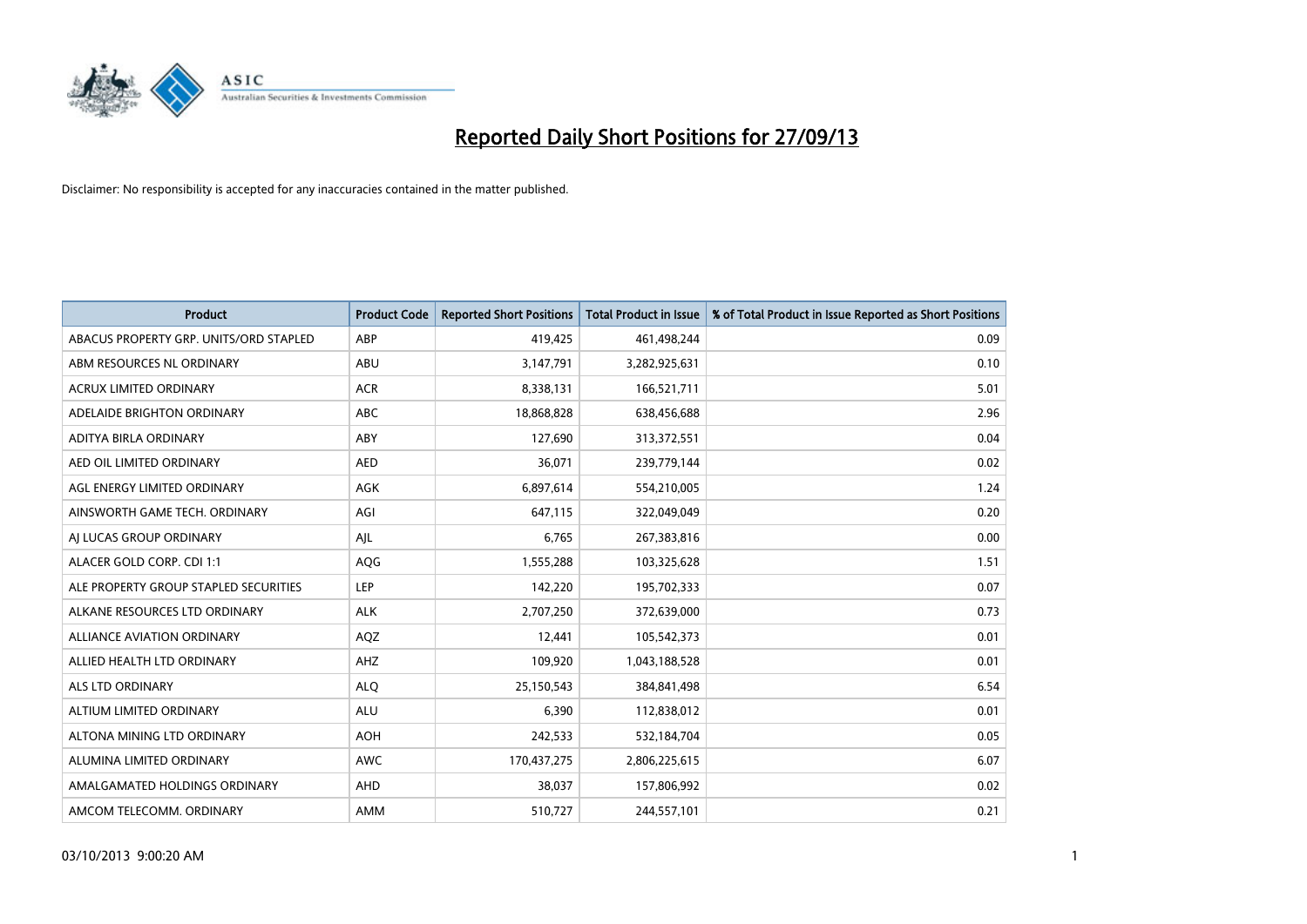# Reported Daily Short Positions for 27/09/13

Disclaimer: No responsibility is accepted for any inaccuracies contained in the matter published.

| Product | Product Code | Reported Short Positions | Total Product in Issue | % of Total Product in Issue Reported as Short Positions |
|---|---|---|---|---|
| ABACUS PROPERTY GRP. UNITS/ORD STAPLED | ABP | 419,425 | 461,498,244 | 0.09 |
| ABM RESOURCES NL ORDINARY | ABU | 3,147,791 | 3,282,925,631 | 0.10 |
| ACRUX LIMITED ORDINARY | ACR | 8,338,131 | 166,521,711 | 5.01 |
| ADELAIDE BRIGHTON ORDINARY | ABC | 18,868,828 | 638,456,688 | 2.96 |
| ADITYA BIRLA ORDINARY | ABY | 127,690 | 313,372,551 | 0.04 |
| AED OIL LIMITED ORDINARY | AED | 36,071 | 239,779,144 | 0.02 |
| AGL ENERGY LIMITED ORDINARY | AGK | 6,897,614 | 554,210,005 | 1.24 |
| AINSWORTH GAME TECH. ORDINARY | AGI | 647,115 | 322,049,049 | 0.20 |
| AJ LUCAS GROUP ORDINARY | AJL | 6,765 | 267,383,816 | 0.00 |
| ALACER GOLD CORP. CDI 1:1 | AQG | 1,555,288 | 103,325,628 | 1.51 |
| ALE PROPERTY GROUP STAPLED SECURITIES | LEP | 142,220 | 195,702,333 | 0.07 |
| ALKANE RESOURCES LTD ORDINARY | ALK | 2,707,250 | 372,639,000 | 0.73 |
| ALLIANCE AVIATION ORDINARY | AQZ | 12,441 | 105,542,373 | 0.01 |
| ALLIED HEALTH LTD ORDINARY | AHZ | 109,920 | 1,043,188,528 | 0.01 |
| ALS LTD ORDINARY | ALQ | 25,150,543 | 384,841,498 | 6.54 |
| ALTIUM LIMITED ORDINARY | ALU | 6,390 | 112,838,012 | 0.01 |
| ALTONA MINING LTD ORDINARY | AOH | 242,533 | 532,184,704 | 0.05 |
| ALUMINA LIMITED ORDINARY | AWC | 170,437,275 | 2,806,225,615 | 6.07 |
| AMALGAMATED HOLDINGS ORDINARY | AHD | 38,037 | 157,806,992 | 0.02 |
| AMCOM TELECOMM. ORDINARY | AMM | 510,727 | 244,557,101 | 0.21 |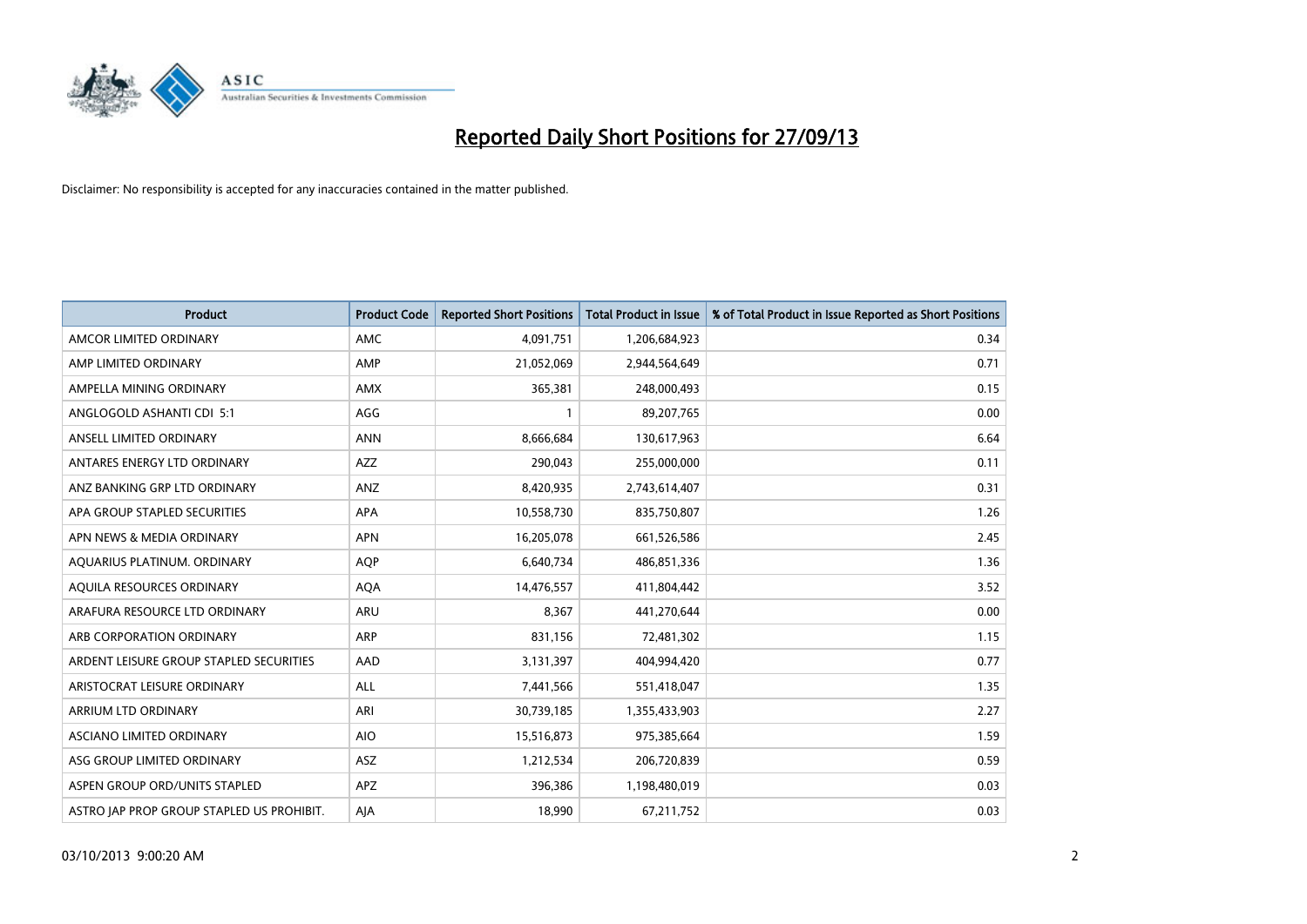# Reported Daily Short Positions for 27/09/13

Disclaimer: No responsibility is accepted for any inaccuracies contained in the matter published.

| Product | Product Code | Reported Short Positions | Total Product in Issue | % of Total Product in Issue Reported as Short Positions |
|---|---|---|---|---|
| AMCOR LIMITED ORDINARY | AMC | 4,091,751 | 1,206,684,923 | 0.34 |
| AMP LIMITED ORDINARY | AMP | 21,052,069 | 2,944,564,649 | 0.71 |
| AMPELLA MINING ORDINARY | AMX | 365,381 | 248,000,493 | 0.15 |
| ANGLOGOLD ASHANTI CDI 5:1 | AGG | 1 | 89,207,765 | 0.00 |
| ANSELL LIMITED ORDINARY | ANN | 8,666,684 | 130,617,963 | 6.64 |
| ANTARES ENERGY LTD ORDINARY | AZZ | 290,043 | 255,000,000 | 0.11 |
| ANZ BANKING GRP LTD ORDINARY | ANZ | 8,420,935 | 2,743,614,407 | 0.31 |
| APA GROUP STAPLED SECURITIES | APA | 10,558,730 | 835,750,807 | 1.26 |
| APN NEWS & MEDIA ORDINARY | APN | 16,205,078 | 661,526,586 | 2.45 |
| AQUARIUS PLATINUM. ORDINARY | AQP | 6,640,734 | 486,851,336 | 1.36 |
| AQUILA RESOURCES ORDINARY | AQA | 14,476,557 | 411,804,442 | 3.52 |
| ARAFURA RESOURCE LTD ORDINARY | ARU | 8,367 | 441,270,644 | 0.00 |
| ARB CORPORATION ORDINARY | ARP | 831,156 | 72,481,302 | 1.15 |
| ARDENT LEISURE GROUP STAPLED SECURITIES | AAD | 3,131,397 | 404,994,420 | 0.77 |
| ARISTOCRAT LEISURE ORDINARY | ALL | 7,441,566 | 551,418,047 | 1.35 |
| ARRIUM LTD ORDINARY | ARI | 30,739,185 | 1,355,433,903 | 2.27 |
| ASCIANO LIMITED ORDINARY | AIO | 15,516,873 | 975,385,664 | 1.59 |
| ASG GROUP LIMITED ORDINARY | ASZ | 1,212,534 | 206,720,839 | 0.59 |
| ASPEN GROUP ORD/UNITS STAPLED | APZ | 396,386 | 1,198,480,019 | 0.03 |
| ASTRO JAP PROP GROUP STAPLED US PROHIBIT. | AJA | 18,990 | 67,211,752 | 0.03 |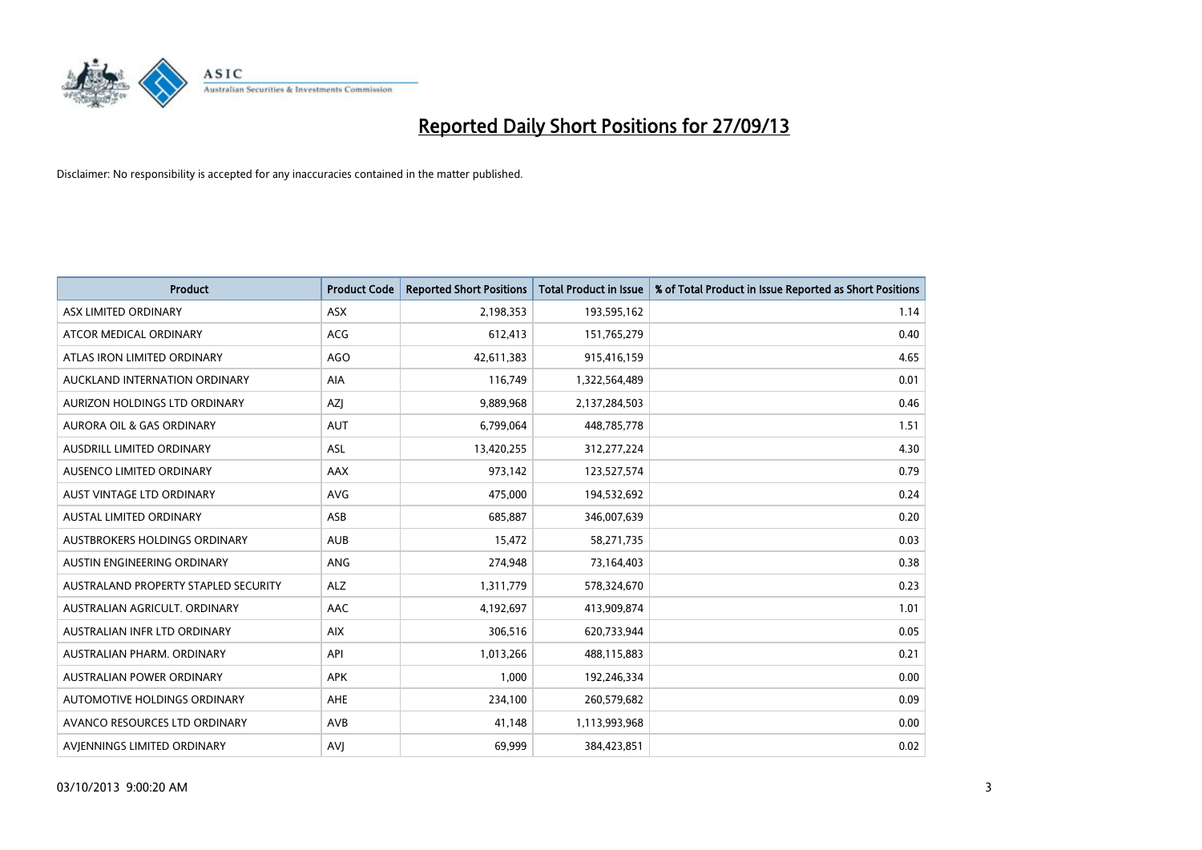# Reported Daily Short Positions for 27/09/13

Disclaimer: No responsibility is accepted for any inaccuracies contained in the matter published.

| Product | Product Code | Reported Short Positions | Total Product in Issue | % of Total Product in Issue Reported as Short Positions |
|---|---|---|---|---|
| ASX LIMITED ORDINARY | ASX | 2,198,353 | 193,595,162 | 1.14 |
| ATCOR MEDICAL ORDINARY | ACG | 612,413 | 151,765,279 | 0.40 |
| ATLAS IRON LIMITED ORDINARY | AGO | 42,611,383 | 915,416,159 | 4.65 |
| AUCKLAND INTERNATION ORDINARY | AIA | 116,749 | 1,322,564,489 | 0.01 |
| AURIZON HOLDINGS LTD ORDINARY | AZJ | 9,889,968 | 2,137,284,503 | 0.46 |
| AURORA OIL & GAS ORDINARY | AUT | 6,799,064 | 448,785,778 | 1.51 |
| AUSDRILL LIMITED ORDINARY | ASL | 13,420,255 | 312,277,224 | 4.30 |
| AUSENCO LIMITED ORDINARY | AAX | 973,142 | 123,527,574 | 0.79 |
| AUST VINTAGE LTD ORDINARY | AVG | 475,000 | 194,532,692 | 0.24 |
| AUSTAL LIMITED ORDINARY | ASB | 685,887 | 346,007,639 | 0.20 |
| AUSTBROKERS HOLDINGS ORDINARY | AUB | 15,472 | 58,271,735 | 0.03 |
| AUSTIN ENGINEERING ORDINARY | ANG | 274,948 | 73,164,403 | 0.38 |
| AUSTRALAND PROPERTY STAPLED SECURITY | ALZ | 1,311,779 | 578,324,670 | 0.23 |
| AUSTRALIAN AGRICULT. ORDINARY | AAC | 4,192,697 | 413,909,874 | 1.01 |
| AUSTRALIAN INFR LTD ORDINARY | AIX | 306,516 | 620,733,944 | 0.05 |
| AUSTRALIAN PHARM. ORDINARY | API | 1,013,266 | 488,115,883 | 0.21 |
| AUSTRALIAN POWER ORDINARY | APK | 1,000 | 192,246,334 | 0.00 |
| AUTOMOTIVE HOLDINGS ORDINARY | AHE | 234,100 | 260,579,682 | 0.09 |
| AVANCO RESOURCES LTD ORDINARY | AVB | 41,148 | 1,113,993,968 | 0.00 |
| AVJENNINGS LIMITED ORDINARY | AVJ | 69,999 | 384,423,851 | 0.02 |

03/10/2013 9:00:20 AM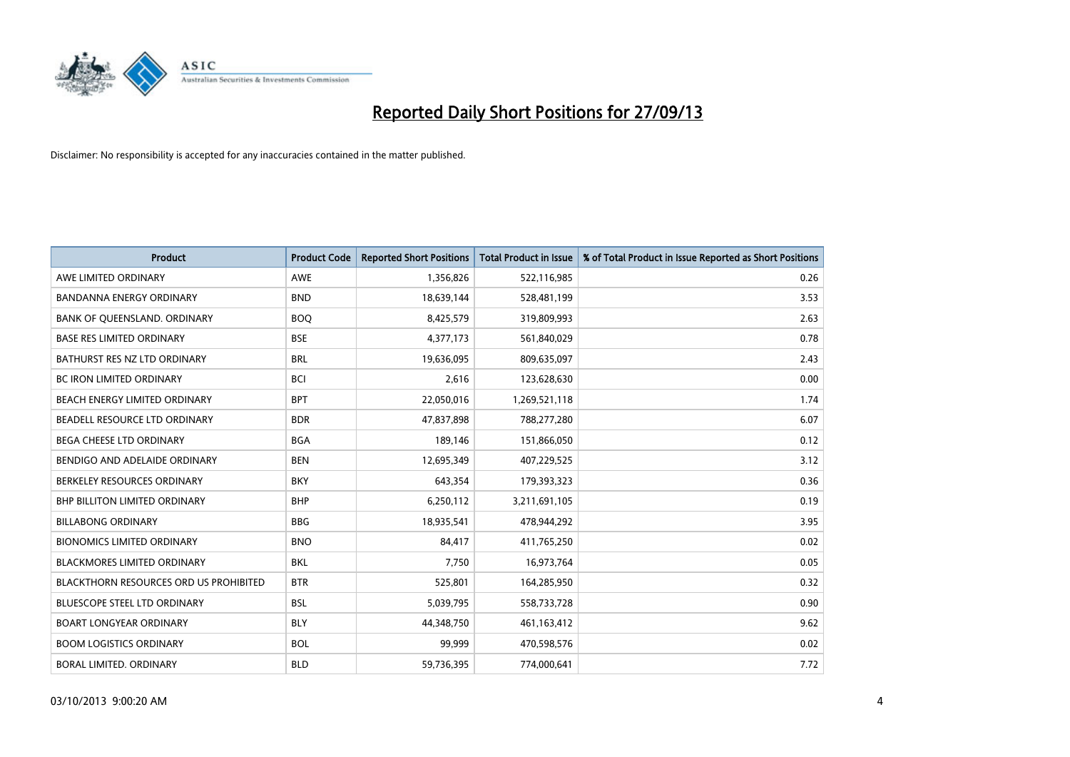# Reported Daily Short Positions for 27/09/13

Disclaimer: No responsibility is accepted for any inaccuracies contained in the matter published.

| Product | Product Code | Reported Short Positions | Total Product in Issue | % of Total Product in Issue Reported as Short Positions |
|---|---|---|---|---|
| AWE LIMITED ORDINARY | AWE | 1,356,826 | 522,116,985 | 0.26 |
| BANDANNA ENERGY ORDINARY | BND | 18,639,144 | 528,481,199 | 3.53 |
| BANK OF QUEENSLAND. ORDINARY | BOQ | 8,425,579 | 319,809,993 | 2.63 |
| BASE RES LIMITED ORDINARY | BSE | 4,377,173 | 561,840,029 | 0.78 |
| BATHURST RES NZ LTD ORDINARY | BRL | 19,636,095 | 809,635,097 | 2.43 |
| BC IRON LIMITED ORDINARY | BCI | 2,616 | 123,628,630 | 0.00 |
| BEACH ENERGY LIMITED ORDINARY | BPT | 22,050,016 | 1,269,521,118 | 1.74 |
| BEADELL RESOURCE LTD ORDINARY | BDR | 47,837,898 | 788,277,280 | 6.07 |
| BEGA CHEESE LTD ORDINARY | BGA | 189,146 | 151,866,050 | 0.12 |
| BENDIGO AND ADELAIDE ORDINARY | BEN | 12,695,349 | 407,229,525 | 3.12 |
| BERKELEY RESOURCES ORDINARY | BKY | 643,354 | 179,393,323 | 0.36 |
| BHP BILLITON LIMITED ORDINARY | BHP | 6,250,112 | 3,211,691,105 | 0.19 |
| BILLABONG ORDINARY | BBG | 18,935,541 | 478,944,292 | 3.95 |
| BIONOMICS LIMITED ORDINARY | BNO | 84,417 | 411,765,250 | 0.02 |
| BLACKMORES LIMITED ORDINARY | BKL | 7,750 | 16,973,764 | 0.05 |
| BLACKTHORN RESOURCES ORD US PROHIBITED | BTR | 525,801 | 164,285,950 | 0.32 |
| BLUESCOPE STEEL LTD ORDINARY | BSL | 5,039,795 | 558,733,728 | 0.90 |
| BOART LONGYEAR ORDINARY | BLY | 44,348,750 | 461,163,412 | 9.62 |
| BOOM LOGISTICS ORDINARY | BOL | 99,999 | 470,598,576 | 0.02 |
| BORAL LIMITED. ORDINARY | BLD | 59,736,395 | 774,000,641 | 7.72 |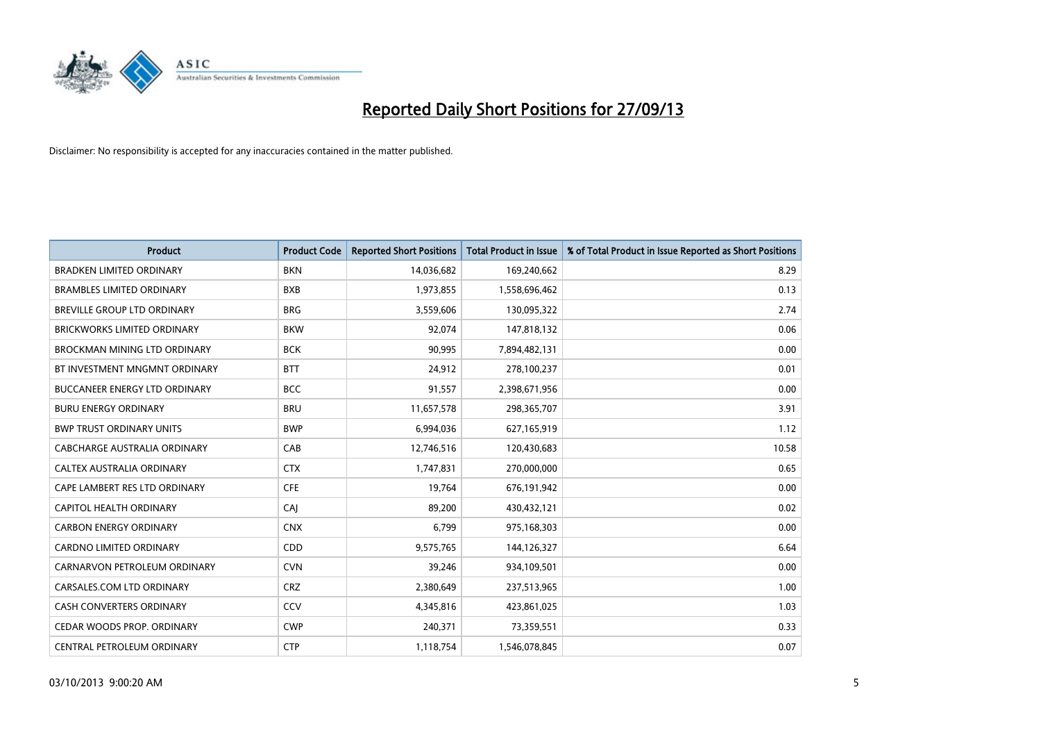# Reported Daily Short Positions for 27/09/13

Disclaimer: No responsibility is accepted for any inaccuracies contained in the matter published.

| Product | Product Code | Reported Short Positions | Total Product in Issue | % of Total Product in Issue Reported as Short Positions |
|---|---|---|---|---|
| BRADKEN LIMITED ORDINARY | BKN | 14,036,682 | 169,240,662 | 8.29 |
| BRAMBLES LIMITED ORDINARY | BXB | 1,973,855 | 1,558,696,462 | 0.13 |
| BREVILLE GROUP LTD ORDINARY | BRG | 3,559,606 | 130,095,322 | 2.74 |
| BRICKWORKS LIMITED ORDINARY | BKW | 92,074 | 147,818,132 | 0.06 |
| BROCKMAN MINING LTD ORDINARY | BCK | 90,995 | 7,894,482,131 | 0.00 |
| BT INVESTMENT MNGMNT ORDINARY | BTT | 24,912 | 278,100,237 | 0.01 |
| BUCCANEER ENERGY LTD ORDINARY | BCC | 91,557 | 2,398,671,956 | 0.00 |
| BURU ENERGY ORDINARY | BRU | 11,657,578 | 298,365,707 | 3.91 |
| BWP TRUST ORDINARY UNITS | BWP | 6,994,036 | 627,165,919 | 1.12 |
| CABCHARGE AUSTRALIA ORDINARY | CAB | 12,746,516 | 120,430,683 | 10.58 |
| CALTEX AUSTRALIA ORDINARY | CTX | 1,747,831 | 270,000,000 | 0.65 |
| CAPE LAMBERT RES LTD ORDINARY | CFE | 19,764 | 676,191,942 | 0.00 |
| CAPITOL HEALTH ORDINARY | CAJ | 89,200 | 430,432,121 | 0.02 |
| CARBON ENERGY ORDINARY | CNX | 6,799 | 975,168,303 | 0.00 |
| CARDNO LIMITED ORDINARY | CDD | 9,575,765 | 144,126,327 | 6.64 |
| CARNARVON PETROLEUM ORDINARY | CVN | 39,246 | 934,109,501 | 0.00 |
| CARSALES.COM LTD ORDINARY | CRZ | 2,380,649 | 237,513,965 | 1.00 |
| CASH CONVERTERS ORDINARY | CCV | 4,345,816 | 423,861,025 | 1.03 |
| CEDAR WOODS PROP. ORDINARY | CWP | 240,371 | 73,359,551 | 0.33 |
| CENTRAL PETROLEUM ORDINARY | CTP | 1,118,754 | 1,546,078,845 | 0.07 |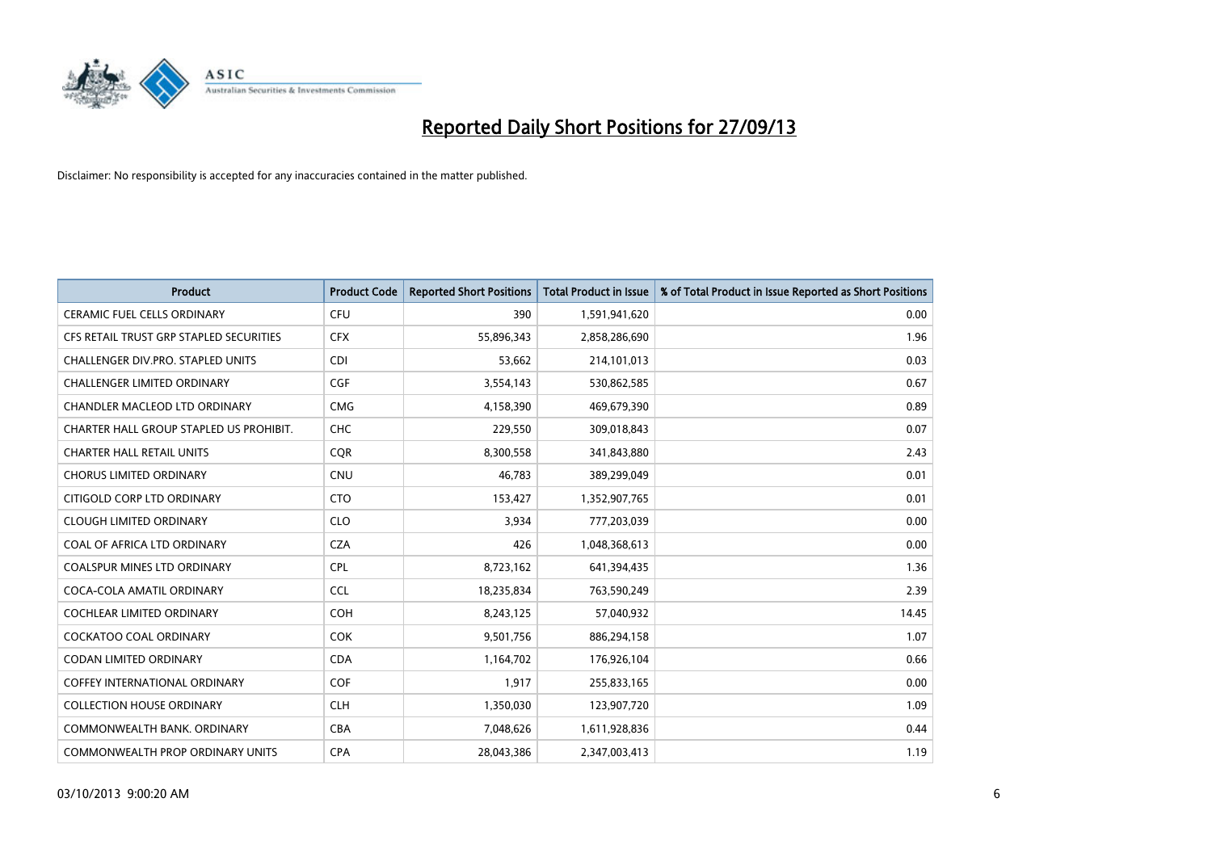# Reported Daily Short Positions for 27/09/13

Disclaimer: No responsibility is accepted for any inaccuracies contained in the matter published.

| Product | Product Code | Reported Short Positions | Total Product in Issue | % of Total Product in Issue Reported as Short Positions |
|---|---|---|---|---|
| CERAMIC FUEL CELLS ORDINARY | CFU | 390 | 1,591,941,620 | 0.00 |
| CFS RETAIL TRUST GRP STAPLED SECURITIES | CFX | 55,896,343 | 2,858,286,690 | 1.96 |
| CHALLENGER DIV.PRO. STAPLED UNITS | CDI | 53,662 | 214,101,013 | 0.03 |
| CHALLENGER LIMITED ORDINARY | CGF | 3,554,143 | 530,862,585 | 0.67 |
| CHANDLER MACLEOD LTD ORDINARY | CMG | 4,158,390 | 469,679,390 | 0.89 |
| CHARTER HALL GROUP STAPLED US PROHIBIT. | CHC | 229,550 | 309,018,843 | 0.07 |
| CHARTER HALL RETAIL UNITS | CQR | 8,300,558 | 341,843,880 | 2.43 |
| CHORUS LIMITED ORDINARY | CNU | 46,783 | 389,299,049 | 0.01 |
| CITIGOLD CORP LTD ORDINARY | CTO | 153,427 | 1,352,907,765 | 0.01 |
| CLOUGH LIMITED ORDINARY | CLO | 3,934 | 777,203,039 | 0.00 |
| COAL OF AFRICA LTD ORDINARY | CZA | 426 | 1,048,368,613 | 0.00 |
| COALSPUR MINES LTD ORDINARY | CPL | 8,723,162 | 641,394,435 | 1.36 |
| COCA-COLA AMATIL ORDINARY | CCL | 18,235,834 | 763,590,249 | 2.39 |
| COCHLEAR LIMITED ORDINARY | COH | 8,243,125 | 57,040,932 | 14.45 |
| COCKATOO COAL ORDINARY | COK | 9,501,756 | 886,294,158 | 1.07 |
| CODAN LIMITED ORDINARY | CDA | 1,164,702 | 176,926,104 | 0.66 |
| COFFEY INTERNATIONAL ORDINARY | COF | 1,917 | 255,833,165 | 0.00 |
| COLLECTION HOUSE ORDINARY | CLH | 1,350,030 | 123,907,720 | 1.09 |
| COMMONWEALTH BANK. ORDINARY | CBA | 7,048,626 | 1,611,928,836 | 0.44 |
| COMMONWEALTH PROP ORDINARY UNITS | CPA | 28,043,386 | 2,347,003,413 | 1.19 |

03/10/2013 9:00:20 AM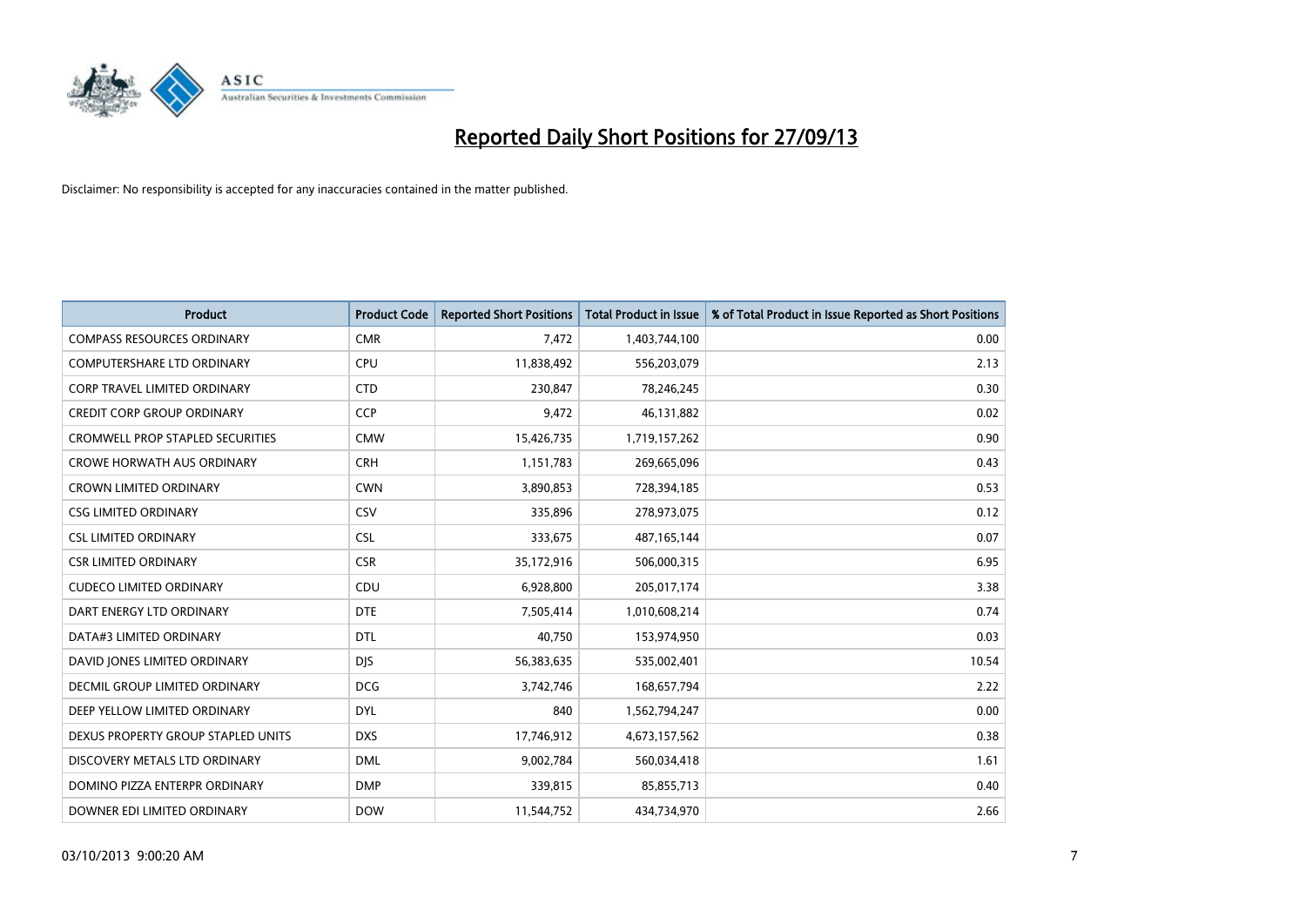# Reported Daily Short Positions for 27/09/13

Disclaimer: No responsibility is accepted for any inaccuracies contained in the matter published.

| Product | Product Code | Reported Short Positions | Total Product in Issue | % of Total Product in Issue Reported as Short Positions |
|---|---|---|---|---|
| COMPASS RESOURCES ORDINARY | CMR | 7,472 | 1,403,744,100 | 0.00 |
| COMPUTERSHARE LTD ORDINARY | CPU | 11,838,492 | 556,203,079 | 2.13 |
| CORP TRAVEL LIMITED ORDINARY | CTD | 230,847 | 78,246,245 | 0.30 |
| CREDIT CORP GROUP ORDINARY | CCP | 9,472 | 46,131,882 | 0.02 |
| CROMWELL PROP STAPLED SECURITIES | CMW | 15,426,735 | 1,719,157,262 | 0.90 |
| CROWE HORWATH AUS ORDINARY | CRH | 1,151,783 | 269,665,096 | 0.43 |
| CROWN LIMITED ORDINARY | CWN | 3,890,853 | 728,394,185 | 0.53 |
| CSG LIMITED ORDINARY | CSV | 335,896 | 278,973,075 | 0.12 |
| CSL LIMITED ORDINARY | CSL | 333,675 | 487,165,144 | 0.07 |
| CSR LIMITED ORDINARY | CSR | 35,172,916 | 506,000,315 | 6.95 |
| CUDECO LIMITED ORDINARY | CDU | 6,928,800 | 205,017,174 | 3.38 |
| DART ENERGY LTD ORDINARY | DTE | 7,505,414 | 1,010,608,214 | 0.74 |
| DATA#3 LIMITED ORDINARY | DTL | 40,750 | 153,974,950 | 0.03 |
| DAVID JONES LIMITED ORDINARY | DJS | 56,383,635 | 535,002,401 | 10.54 |
| DECMIL GROUP LIMITED ORDINARY | DCG | 3,742,746 | 168,657,794 | 2.22 |
| DEEP YELLOW LIMITED ORDINARY | DYL | 840 | 1,562,794,247 | 0.00 |
| DEXUS PROPERTY GROUP STAPLED UNITS | DXS | 17,746,912 | 4,673,157,562 | 0.38 |
| DISCOVERY METALS LTD ORDINARY | DML | 9,002,784 | 560,034,418 | 1.61 |
| DOMINO PIZZA ENTERPR ORDINARY | DMP | 339,815 | 85,855,713 | 0.40 |
| DOWNER EDI LIMITED ORDINARY | DOW | 11,544,752 | 434,734,970 | 2.66 |

03/10/2013 9:00:20 AM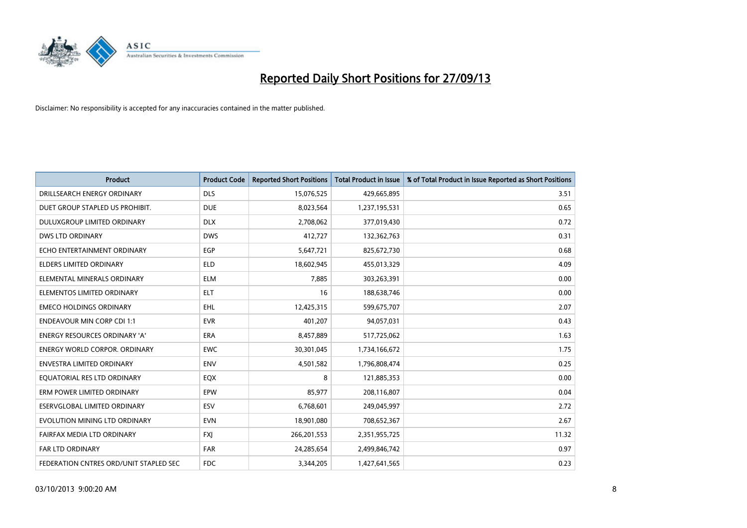# Reported Daily Short Positions for 27/09/13

Disclaimer: No responsibility is accepted for any inaccuracies contained in the matter published.

| Product | Product Code | Reported Short Positions | Total Product in Issue | % of Total Product in Issue Reported as Short Positions |
|---|---|---|---|---|
| DRILLSEARCH ENERGY ORDINARY | DLS | 15,076,525 | 429,665,895 | 3.51 |
| DUET GROUP STAPLED US PROHIBIT. | DUE | 8,023,564 | 1,237,195,531 | 0.65 |
| DULUXGROUP LIMITED ORDINARY | DLX | 2,708,062 | 377,019,430 | 0.72 |
| DWS LTD ORDINARY | DWS | 412,727 | 132,362,763 | 0.31 |
| ECHO ENTERTAINMENT ORDINARY | EGP | 5,647,721 | 825,672,730 | 0.68 |
| ELDERS LIMITED ORDINARY | ELD | 18,602,945 | 455,013,329 | 4.09 |
| ELEMENTAL MINERALS ORDINARY | ELM | 7,885 | 303,263,391 | 0.00 |
| ELEMENTOS LIMITED ORDINARY | ELT | 16 | 188,638,746 | 0.00 |
| EMECO HOLDINGS ORDINARY | EHL | 12,425,315 | 599,675,707 | 2.07 |
| ENDEAVOUR MIN CORP CDI 1:1 | EVR | 401,207 | 94,057,031 | 0.43 |
| ENERGY RESOURCES ORDINARY 'A' | ERA | 8,457,889 | 517,725,062 | 1.63 |
| ENERGY WORLD CORPOR. ORDINARY | EWC | 30,301,045 | 1,734,166,672 | 1.75 |
| ENVESTRA LIMITED ORDINARY | ENV | 4,501,582 | 1,796,808,474 | 0.25 |
| EQUATORIAL RES LTD ORDINARY | EQX | 8 | 121,885,353 | 0.00 |
| ERM POWER LIMITED ORDINARY | EPW | 85,977 | 208,116,807 | 0.04 |
| ESERVGLOBAL LIMITED ORDINARY | ESV | 6,768,601 | 249,045,997 | 2.72 |
| EVOLUTION MINING LTD ORDINARY | EVN | 18,901,080 | 708,652,367 | 2.67 |
| FAIRFAX MEDIA LTD ORDINARY | FXJ | 266,201,553 | 2,351,955,725 | 11.32 |
| FAR LTD ORDINARY | FAR | 24,285,654 | 2,499,846,742 | 0.97 |
| FEDERATION CNTRES ORD/UNIT STAPLED SEC | FDC | 3,344,205 | 1,427,641,565 | 0.23 |

03/10/2013 9:00:20 AM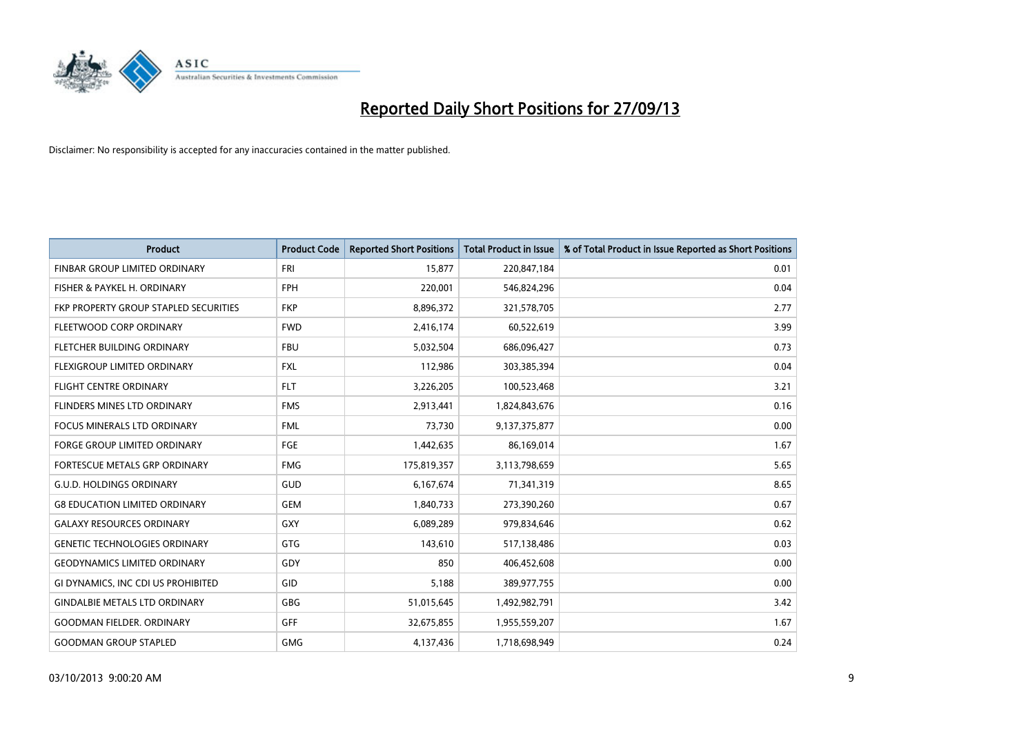# Reported Daily Short Positions for 27/09/13

Disclaimer: No responsibility is accepted for any inaccuracies contained in the matter published.

| Product | Product Code | Reported Short Positions | Total Product in Issue | % of Total Product in Issue Reported as Short Positions |
|---|---|---|---|---|
| FINBAR GROUP LIMITED ORDINARY | FRI | 15,877 | 220,847,184 | 0.01 |
| FISHER & PAYKEL H. ORDINARY | FPH | 220,001 | 546,824,296 | 0.04 |
| FKP PROPERTY GROUP STAPLED SECURITIES | FKP | 8,896,372 | 321,578,705 | 2.77 |
| FLEETWOOD CORP ORDINARY | FWD | 2,416,174 | 60,522,619 | 3.99 |
| FLETCHER BUILDING ORDINARY | FBU | 5,032,504 | 686,096,427 | 0.73 |
| FLEXIGROUP LIMITED ORDINARY | FXL | 112,986 | 303,385,394 | 0.04 |
| FLIGHT CENTRE ORDINARY | FLT | 3,226,205 | 100,523,468 | 3.21 |
| FLINDERS MINES LTD ORDINARY | FMS | 2,913,441 | 1,824,843,676 | 0.16 |
| FOCUS MINERALS LTD ORDINARY | FML | 73,730 | 9,137,375,877 | 0.00 |
| FORGE GROUP LIMITED ORDINARY | FGE | 1,442,635 | 86,169,014 | 1.67 |
| FORTESCUE METALS GRP ORDINARY | FMG | 175,819,357 | 3,113,798,659 | 5.65 |
| G.U.D. HOLDINGS ORDINARY | GUD | 6,167,674 | 71,341,319 | 8.65 |
| G8 EDUCATION LIMITED ORDINARY | GEM | 1,840,733 | 273,390,260 | 0.67 |
| GALAXY RESOURCES ORDINARY | GXY | 6,089,289 | 979,834,646 | 0.62 |
| GENETIC TECHNOLOGIES ORDINARY | GTG | 143,610 | 517,138,486 | 0.03 |
| GEODYNAMICS LIMITED ORDINARY | GDY | 850 | 406,452,608 | 0.00 |
| GI DYNAMICS, INC CDI US PROHIBITED | GID | 5,188 | 389,977,755 | 0.00 |
| GINDALBIE METALS LTD ORDINARY | GBG | 51,015,645 | 1,492,982,791 | 3.42 |
| GOODMAN FIELDER. ORDINARY | GFF | 32,675,855 | 1,955,559,207 | 1.67 |
| GOODMAN GROUP STAPLED | GMG | 4,137,436 | 1,718,698,949 | 0.24 |

03/10/2013 9:00:20 AM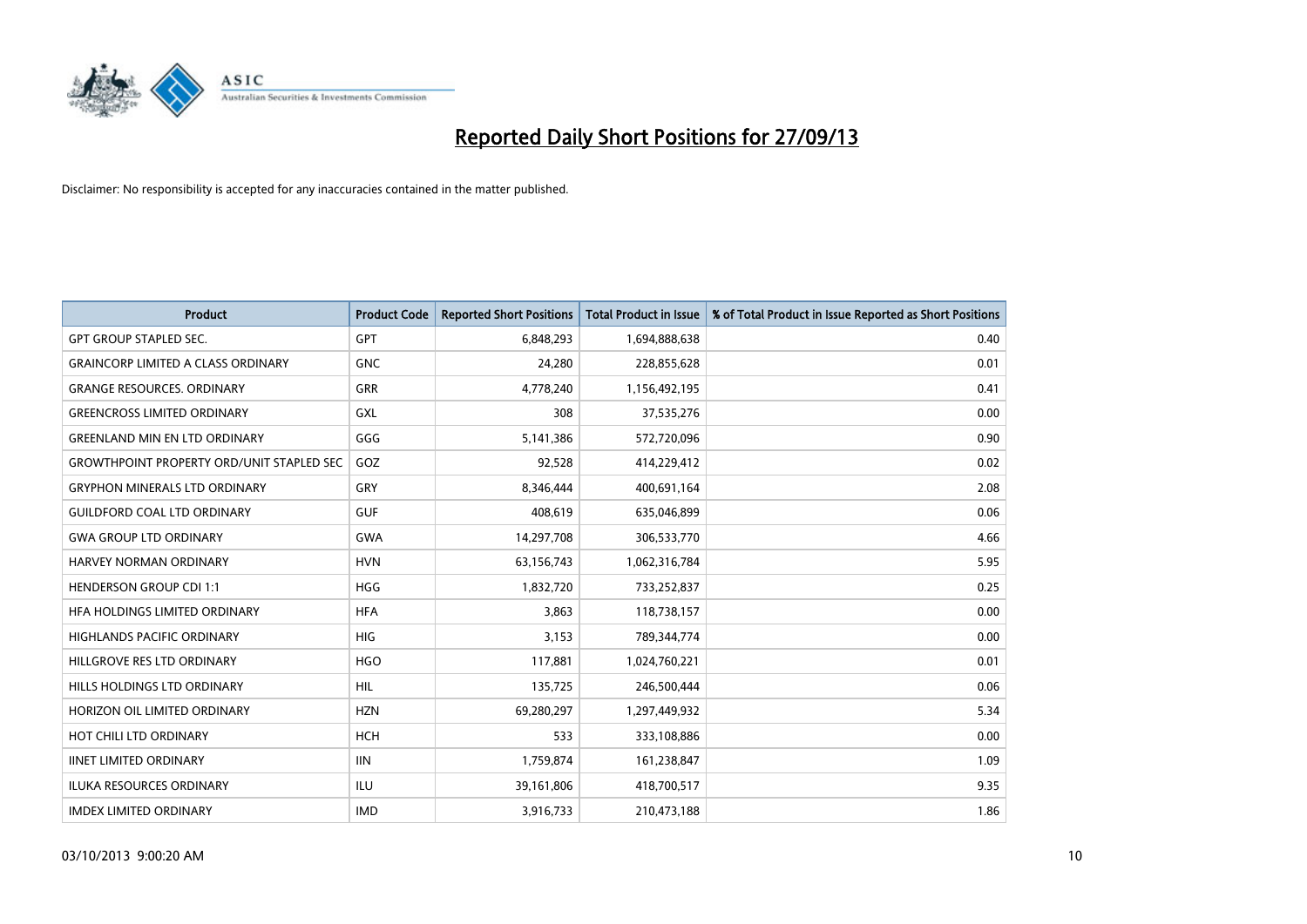# Reported Daily Short Positions for 27/09/13

Disclaimer: No responsibility is accepted for any inaccuracies contained in the matter published.

| Product | Product Code | Reported Short Positions | Total Product in Issue | % of Total Product in Issue Reported as Short Positions |
|---|---|---|---|---|
| GPT GROUP STAPLED SEC. | GPT | 6,848,293 | 1,694,888,638 | 0.40 |
| GRAINCORP LIMITED A CLASS ORDINARY | GNC | 24,280 | 228,855,628 | 0.01 |
| GRANGE RESOURCES. ORDINARY | GRR | 4,778,240 | 1,156,492,195 | 0.41 |
| GREENCROSS LIMITED ORDINARY | GXL | 308 | 37,535,276 | 0.00 |
| GREENLAND MIN EN LTD ORDINARY | GGG | 5,141,386 | 572,720,096 | 0.90 |
| GROWTHPOINT PROPERTY ORD/UNIT STAPLED SEC | GOZ | 92,528 | 414,229,412 | 0.02 |
| GRYPHON MINERALS LTD ORDINARY | GRY | 8,346,444 | 400,691,164 | 2.08 |
| GUILDFORD COAL LTD ORDINARY | GUF | 408,619 | 635,046,899 | 0.06 |
| GWA GROUP LTD ORDINARY | GWA | 14,297,708 | 306,533,770 | 4.66 |
| HARVEY NORMAN ORDINARY | HVN | 63,156,743 | 1,062,316,784 | 5.95 |
| HENDERSON GROUP CDI 1:1 | HGG | 1,832,720 | 733,252,837 | 0.25 |
| HFA HOLDINGS LIMITED ORDINARY | HFA | 3,863 | 118,738,157 | 0.00 |
| HIGHLANDS PACIFIC ORDINARY | HIG | 3,153 | 789,344,774 | 0.00 |
| HILLGROVE RES LTD ORDINARY | HGO | 117,881 | 1,024,760,221 | 0.01 |
| HILLS HOLDINGS LTD ORDINARY | HIL | 135,725 | 246,500,444 | 0.06 |
| HORIZON OIL LIMITED ORDINARY | HZN | 69,280,297 | 1,297,449,932 | 5.34 |
| HOT CHILI LTD ORDINARY | HCH | 533 | 333,108,886 | 0.00 |
| IINET LIMITED ORDINARY | IIN | 1,759,874 | 161,238,847 | 1.09 |
| ILUKA RESOURCES ORDINARY | ILU | 39,161,806 | 418,700,517 | 9.35 |
| IMDEX LIMITED ORDINARY | IMD | 3,916,733 | 210,473,188 | 1.86 |

03/10/2013 9:00:20 AM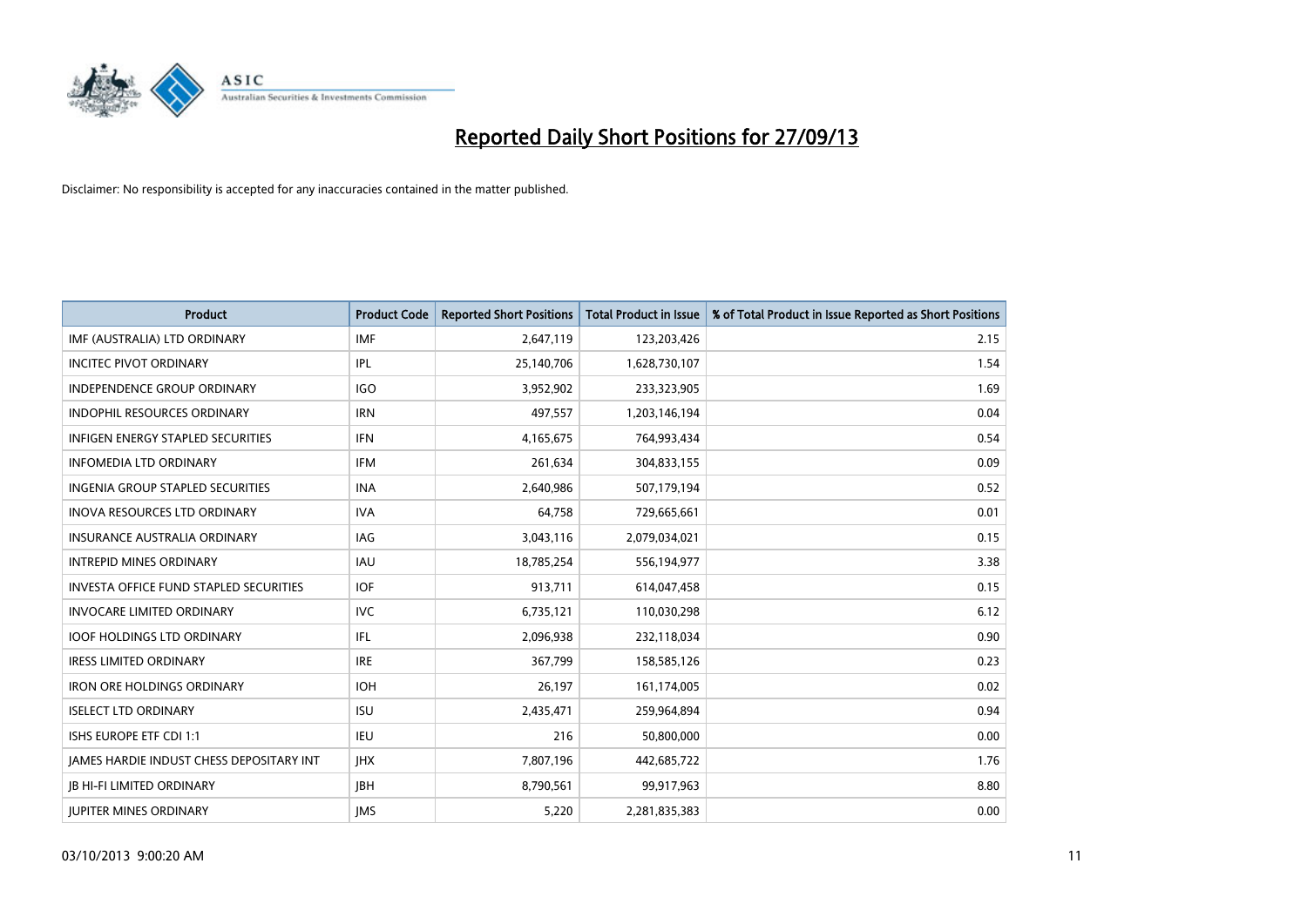# Reported Daily Short Positions for 27/09/13

Disclaimer: No responsibility is accepted for any inaccuracies contained in the matter published.

| Product | Product Code | Reported Short Positions | Total Product in Issue | % of Total Product in Issue Reported as Short Positions |
|---|---|---|---|---|
| IMF (AUSTRALIA) LTD ORDINARY | IMF | 2,647,119 | 123,203,426 | 2.15 |
| INCITEC PIVOT ORDINARY | IPL | 25,140,706 | 1,628,730,107 | 1.54 |
| INDEPENDENCE GROUP ORDINARY | IGO | 3,952,902 | 233,323,905 | 1.69 |
| INDOPHIL RESOURCES ORDINARY | IRN | 497,557 | 1,203,146,194 | 0.04 |
| INFIGEN ENERGY STAPLED SECURITIES | IFN | 4,165,675 | 764,993,434 | 0.54 |
| INFOMEDIA LTD ORDINARY | IFM | 261,634 | 304,833,155 | 0.09 |
| INGENIA GROUP STAPLED SECURITIES | INA | 2,640,986 | 507,179,194 | 0.52 |
| INOVA RESOURCES LTD ORDINARY | IVA | 64,758 | 729,665,661 | 0.01 |
| INSURANCE AUSTRALIA ORDINARY | IAG | 3,043,116 | 2,079,034,021 | 0.15 |
| INTREPID MINES ORDINARY | IAU | 18,785,254 | 556,194,977 | 3.38 |
| INVESTA OFFICE FUND STAPLED SECURITIES | IOF | 913,711 | 614,047,458 | 0.15 |
| INVOCARE LIMITED ORDINARY | IVC | 6,735,121 | 110,030,298 | 6.12 |
| IOOF HOLDINGS LTD ORDINARY | IFL | 2,096,938 | 232,118,034 | 0.90 |
| IRESS LIMITED ORDINARY | IRE | 367,799 | 158,585,126 | 0.23 |
| IRON ORE HOLDINGS ORDINARY | IOH | 26,197 | 161,174,005 | 0.02 |
| ISELECT LTD ORDINARY | ISU | 2,435,471 | 259,964,894 | 0.94 |
| ISHS EUROPE ETF CDI 1:1 | IEU | 216 | 50,800,000 | 0.00 |
| JAMES HARDIE INDUST CHESS DEPOSITARY INT | JHX | 7,807,196 | 442,685,722 | 1.76 |
| JB HI-FI LIMITED ORDINARY | JBH | 8,790,561 | 99,917,963 | 8.80 |
| JUPITER MINES ORDINARY | JMS | 5,220 | 2,281,835,383 | 0.00 |

03/10/2013 9:00:20 AM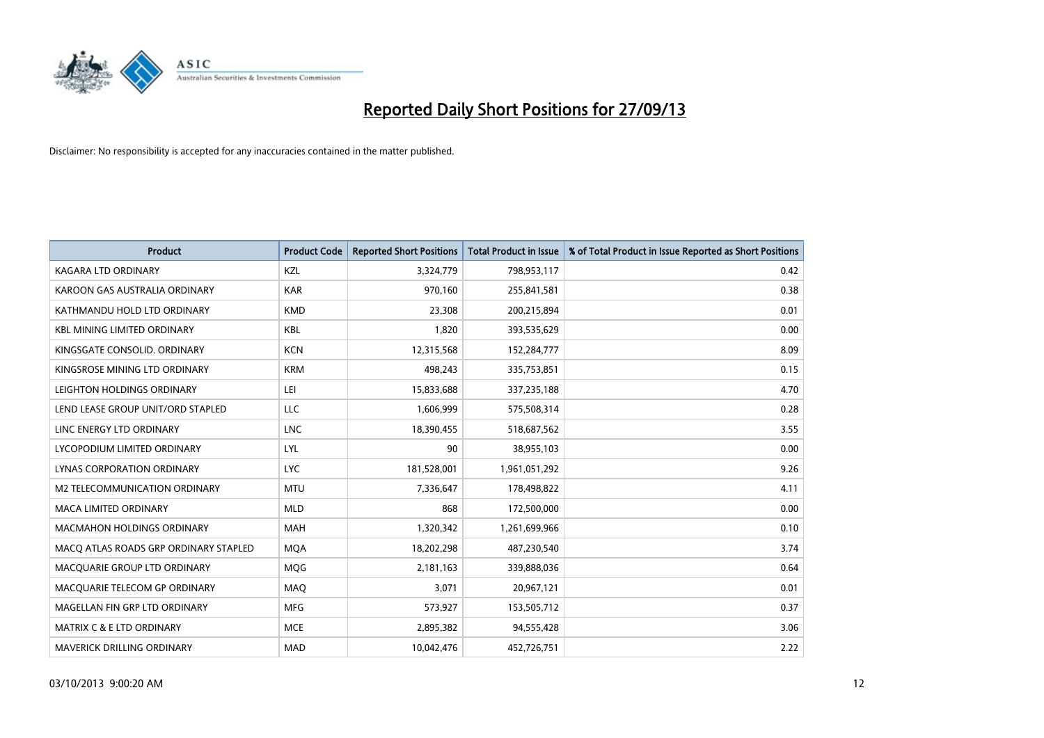# Reported Daily Short Positions for 27/09/13

Disclaimer: No responsibility is accepted for any inaccuracies contained in the matter published.

| Product | Product Code | Reported Short Positions | Total Product in Issue | % of Total Product in Issue Reported as Short Positions |
|---|---|---|---|---|
| KAGARA LTD ORDINARY | KZL | 3,324,779 | 798,953,117 | 0.42 |
| KAROON GAS AUSTRALIA ORDINARY | KAR | 970,160 | 255,841,581 | 0.38 |
| KATHMANDU HOLD LTD ORDINARY | KMD | 23,308 | 200,215,894 | 0.01 |
| KBL MINING LIMITED ORDINARY | KBL | 1,820 | 393,535,629 | 0.00 |
| KINGSGATE CONSOLID. ORDINARY | KCN | 12,315,568 | 152,284,777 | 8.09 |
| KINGSROSE MINING LTD ORDINARY | KRM | 498,243 | 335,753,851 | 0.15 |
| LEIGHTON HOLDINGS ORDINARY | LEI | 15,833,688 | 337,235,188 | 4.70 |
| LEND LEASE GROUP UNIT/ORD STAPLED | LLC | 1,606,999 | 575,508,314 | 0.28 |
| LINC ENERGY LTD ORDINARY | LNC | 18,390,455 | 518,687,562 | 3.55 |
| LYCOPODIUM LIMITED ORDINARY | LYL | 90 | 38,955,103 | 0.00 |
| LYNAS CORPORATION ORDINARY | LYC | 181,528,001 | 1,961,051,292 | 9.26 |
| M2 TELECOMMUNICATION ORDINARY | MTU | 7,336,647 | 178,498,822 | 4.11 |
| MACA LIMITED ORDINARY | MLD | 868 | 172,500,000 | 0.00 |
| MACMAHON HOLDINGS ORDINARY | MAH | 1,320,342 | 1,261,699,966 | 0.10 |
| MACQ ATLAS ROADS GRP ORDINARY STAPLED | MQA | 18,202,298 | 487,230,540 | 3.74 |
| MACQUARIE GROUP LTD ORDINARY | MQG | 2,181,163 | 339,888,036 | 0.64 |
| MACQUARIE TELECOM GP ORDINARY | MAQ | 3,071 | 20,967,121 | 0.01 |
| MAGELLAN FIN GRP LTD ORDINARY | MFG | 573,927 | 153,505,712 | 0.37 |
| MATRIX C & E LTD ORDINARY | MCE | 2,895,382 | 94,555,428 | 3.06 |
| MAVERICK DRILLING ORDINARY | MAD | 10,042,476 | 452,726,751 | 2.22 |

03/10/2013 9:00:20 AM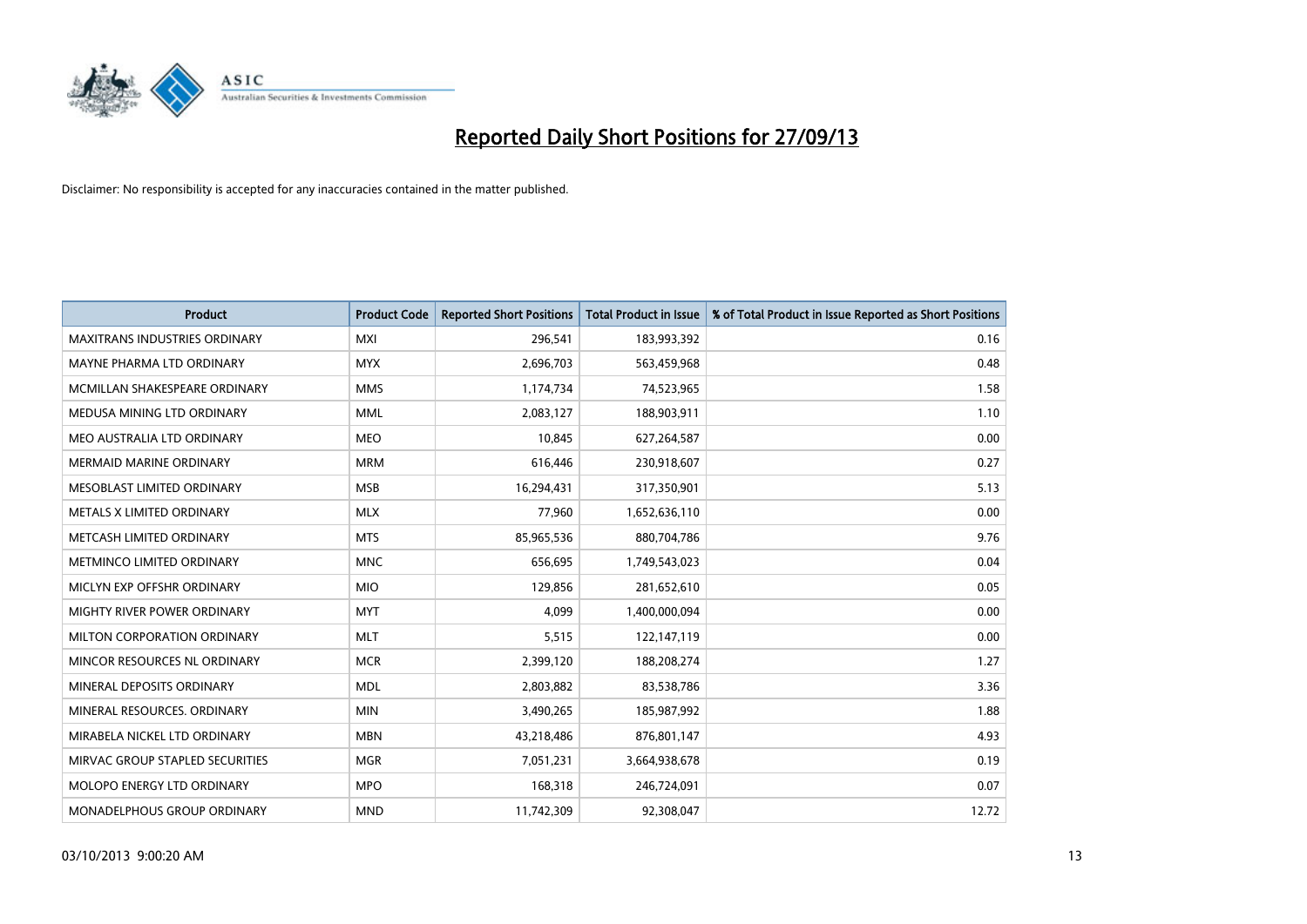# Reported Daily Short Positions for 27/09/13

Disclaimer: No responsibility is accepted for any inaccuracies contained in the matter published.

| Product | Product Code | Reported Short Positions | Total Product in Issue | % of Total Product in Issue Reported as Short Positions |
|---|---|---|---|---|
| MAXITRANS INDUSTRIES ORDINARY | MXI | 296,541 | 183,993,392 | 0.16 |
| MAYNE PHARMA LTD ORDINARY | MYX | 2,696,703 | 563,459,968 | 0.48 |
| MCMILLAN SHAKESPEARE ORDINARY | MMS | 1,174,734 | 74,523,965 | 1.58 |
| MEDUSA MINING LTD ORDINARY | MML | 2,083,127 | 188,903,911 | 1.10 |
| MEO AUSTRALIA LTD ORDINARY | MEO | 10,845 | 627,264,587 | 0.00 |
| MERMAID MARINE ORDINARY | MRM | 616,446 | 230,918,607 | 0.27 |
| MESOBLAST LIMITED ORDINARY | MSB | 16,294,431 | 317,350,901 | 5.13 |
| METALS X LIMITED ORDINARY | MLX | 77,960 | 1,652,636,110 | 0.00 |
| METCASH LIMITED ORDINARY | MTS | 85,965,536 | 880,704,786 | 9.76 |
| METMINCO LIMITED ORDINARY | MNC | 656,695 | 1,749,543,023 | 0.04 |
| MICLYN EXP OFFSHR ORDINARY | MIO | 129,856 | 281,652,610 | 0.05 |
| MIGHTY RIVER POWER ORDINARY | MYT | 4,099 | 1,400,000,094 | 0.00 |
| MILTON CORPORATION ORDINARY | MLT | 5,515 | 122,147,119 | 0.00 |
| MINCOR RESOURCES NL ORDINARY | MCR | 2,399,120 | 188,208,274 | 1.27 |
| MINERAL DEPOSITS ORDINARY | MDL | 2,803,882 | 83,538,786 | 3.36 |
| MINERAL RESOURCES. ORDINARY | MIN | 3,490,265 | 185,987,992 | 1.88 |
| MIRABELA NICKEL LTD ORDINARY | MBN | 43,218,486 | 876,801,147 | 4.93 |
| MIRVAC GROUP STAPLED SECURITIES | MGR | 7,051,231 | 3,664,938,678 | 0.19 |
| MOLOPO ENERGY LTD ORDINARY | MPO | 168,318 | 246,724,091 | 0.07 |
| MONADELPHOUS GROUP ORDINARY | MND | 11,742,309 | 92,308,047 | 12.72 |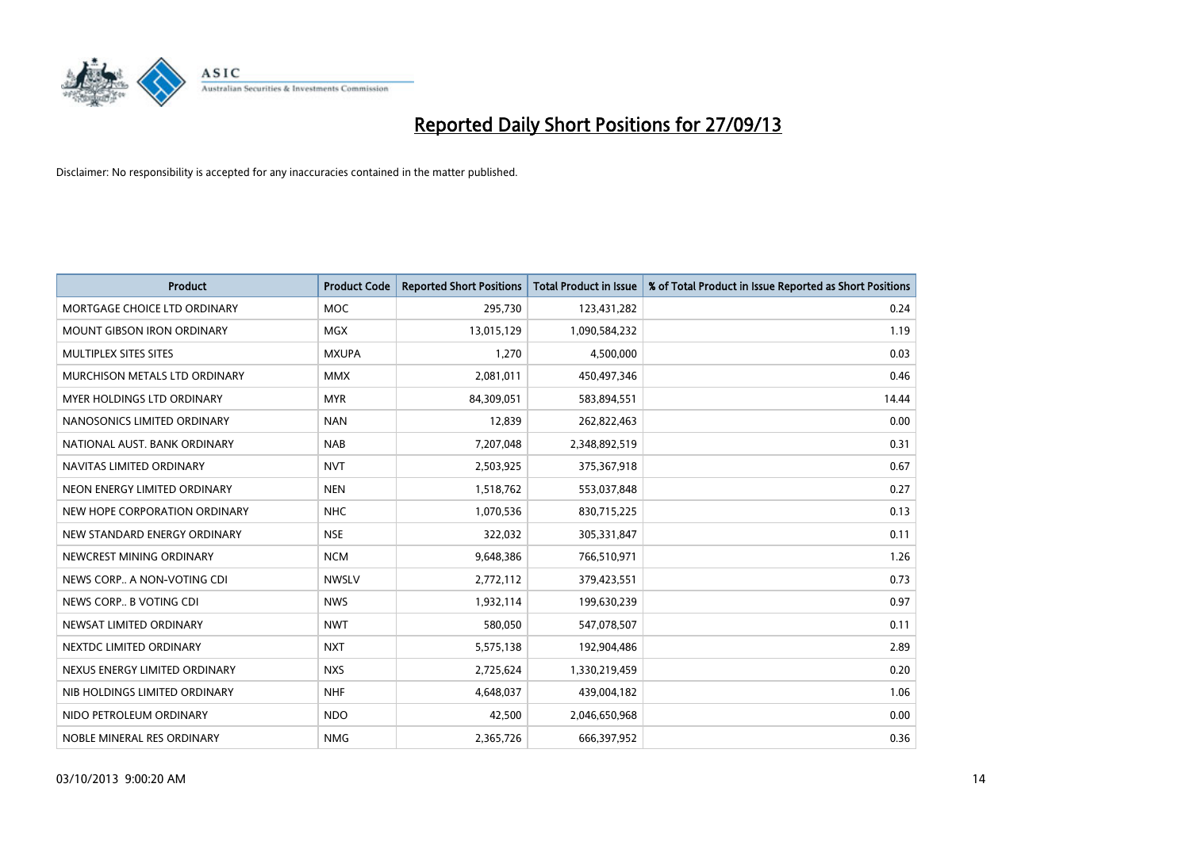# Reported Daily Short Positions for 27/09/13

Disclaimer: No responsibility is accepted for any inaccuracies contained in the matter published.

| Product | Product Code | Reported Short Positions | Total Product in Issue | % of Total Product in Issue Reported as Short Positions |
|---|---|---|---|---|
| MORTGAGE CHOICE LTD ORDINARY | MOC | 295,730 | 123,431,282 | 0.24 |
| MOUNT GIBSON IRON ORDINARY | MGX | 13,015,129 | 1,090,584,232 | 1.19 |
| MULTIPLEX SITES SITES | MXUPA | 1,270 | 4,500,000 | 0.03 |
| MURCHISON METALS LTD ORDINARY | MMX | 2,081,011 | 450,497,346 | 0.46 |
| MYER HOLDINGS LTD ORDINARY | MYR | 84,309,051 | 583,894,551 | 14.44 |
| NANOSONICS LIMITED ORDINARY | NAN | 12,839 | 262,822,463 | 0.00 |
| NATIONAL AUST. BANK ORDINARY | NAB | 7,207,048 | 2,348,892,519 | 0.31 |
| NAVITAS LIMITED ORDINARY | NVT | 2,503,925 | 375,367,918 | 0.67 |
| NEON ENERGY LIMITED ORDINARY | NEN | 1,518,762 | 553,037,848 | 0.27 |
| NEW HOPE CORPORATION ORDINARY | NHC | 1,070,536 | 830,715,225 | 0.13 |
| NEW STANDARD ENERGY ORDINARY | NSE | 322,032 | 305,331,847 | 0.11 |
| NEWCREST MINING ORDINARY | NCM | 9,648,386 | 766,510,971 | 1.26 |
| NEWS CORP.. A NON-VOTING CDI | NWSLV | 2,772,112 | 379,423,551 | 0.73 |
| NEWS CORP.. B VOTING CDI | NWS | 1,932,114 | 199,630,239 | 0.97 |
| NEWSAT LIMITED ORDINARY | NWT | 580,050 | 547,078,507 | 0.11 |
| NEXTDC LIMITED ORDINARY | NXT | 5,575,138 | 192,904,486 | 2.89 |
| NEXUS ENERGY LIMITED ORDINARY | NXS | 2,725,624 | 1,330,219,459 | 0.20 |
| NIB HOLDINGS LIMITED ORDINARY | NHF | 4,648,037 | 439,004,182 | 1.06 |
| NIDO PETROLEUM ORDINARY | NDO | 42,500 | 2,046,650,968 | 0.00 |
| NOBLE MINERAL RES ORDINARY | NMG | 2,365,726 | 666,397,952 | 0.36 |

03/10/2013 9:00:20 AM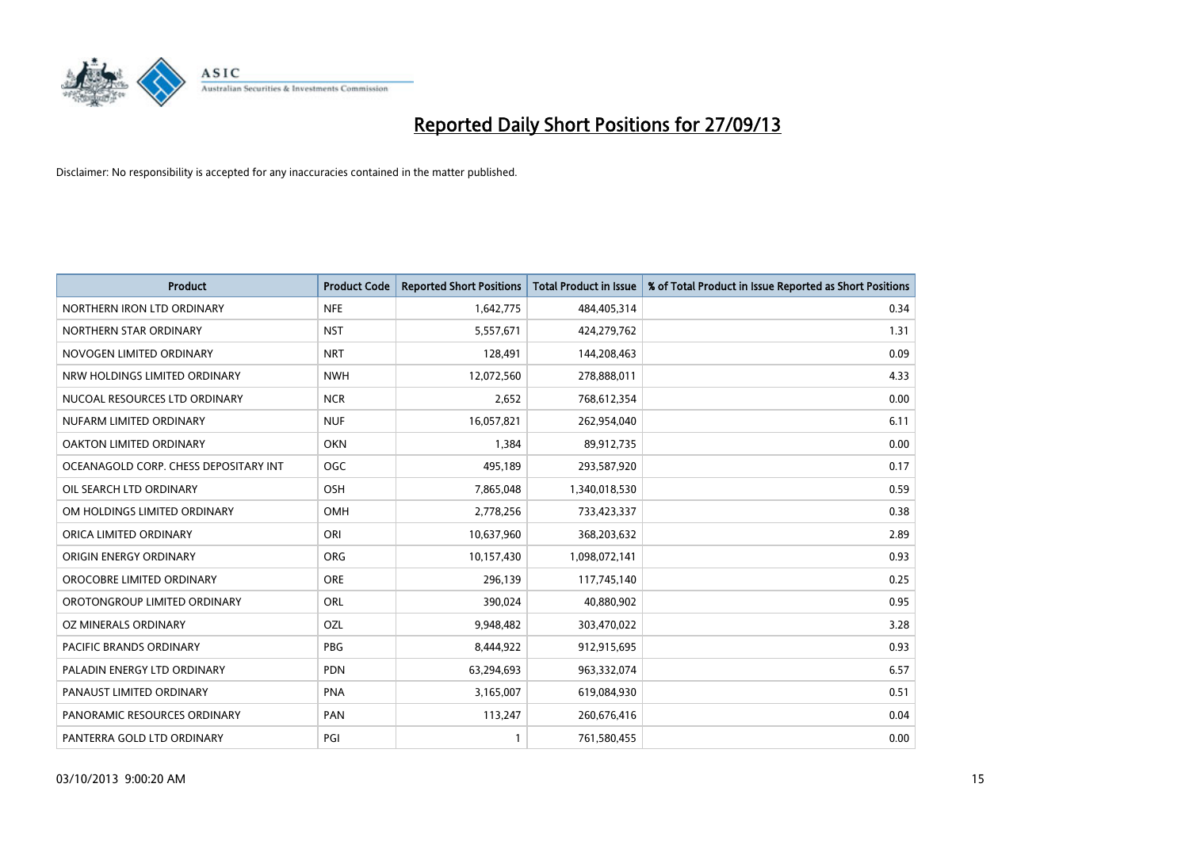# Reported Daily Short Positions for 27/09/13

Disclaimer: No responsibility is accepted for any inaccuracies contained in the matter published.

| Product | Product Code | Reported Short Positions | Total Product in Issue | % of Total Product in Issue Reported as Short Positions |
|---|---|---|---|---|
| NORTHERN IRON LTD ORDINARY | NFE | 1,642,775 | 484,405,314 | 0.34 |
| NORTHERN STAR ORDINARY | NST | 5,557,671 | 424,279,762 | 1.31 |
| NOVOGEN LIMITED ORDINARY | NRT | 128,491 | 144,208,463 | 0.09 |
| NRW HOLDINGS LIMITED ORDINARY | NWH | 12,072,560 | 278,888,011 | 4.33 |
| NUCOAL RESOURCES LTD ORDINARY | NCR | 2,652 | 768,612,354 | 0.00 |
| NUFARM LIMITED ORDINARY | NUF | 16,057,821 | 262,954,040 | 6.11 |
| OAKTON LIMITED ORDINARY | OKN | 1,384 | 89,912,735 | 0.00 |
| OCEANAGOLD CORP. CHESS DEPOSITARY INT | OGC | 495,189 | 293,587,920 | 0.17 |
| OIL SEARCH LTD ORDINARY | OSH | 7,865,048 | 1,340,018,530 | 0.59 |
| OM HOLDINGS LIMITED ORDINARY | OMH | 2,778,256 | 733,423,337 | 0.38 |
| ORICA LIMITED ORDINARY | ORI | 10,637,960 | 368,203,632 | 2.89 |
| ORIGIN ENERGY ORDINARY | ORG | 10,157,430 | 1,098,072,141 | 0.93 |
| OROCOBRE LIMITED ORDINARY | ORE | 296,139 | 117,745,140 | 0.25 |
| OROTONGROUP LIMITED ORDINARY | ORL | 390,024 | 40,880,902 | 0.95 |
| OZ MINERALS ORDINARY | OZL | 9,948,482 | 303,470,022 | 3.28 |
| PACIFIC BRANDS ORDINARY | PBG | 8,444,922 | 912,915,695 | 0.93 |
| PALADIN ENERGY LTD ORDINARY | PDN | 63,294,693 | 963,332,074 | 6.57 |
| PANAUST LIMITED ORDINARY | PNA | 3,165,007 | 619,084,930 | 0.51 |
| PANORAMIC RESOURCES ORDINARY | PAN | 113,247 | 260,676,416 | 0.04 |
| PANTERRA GOLD LTD ORDINARY | PGI | 1 | 761,580,455 | 0.00 |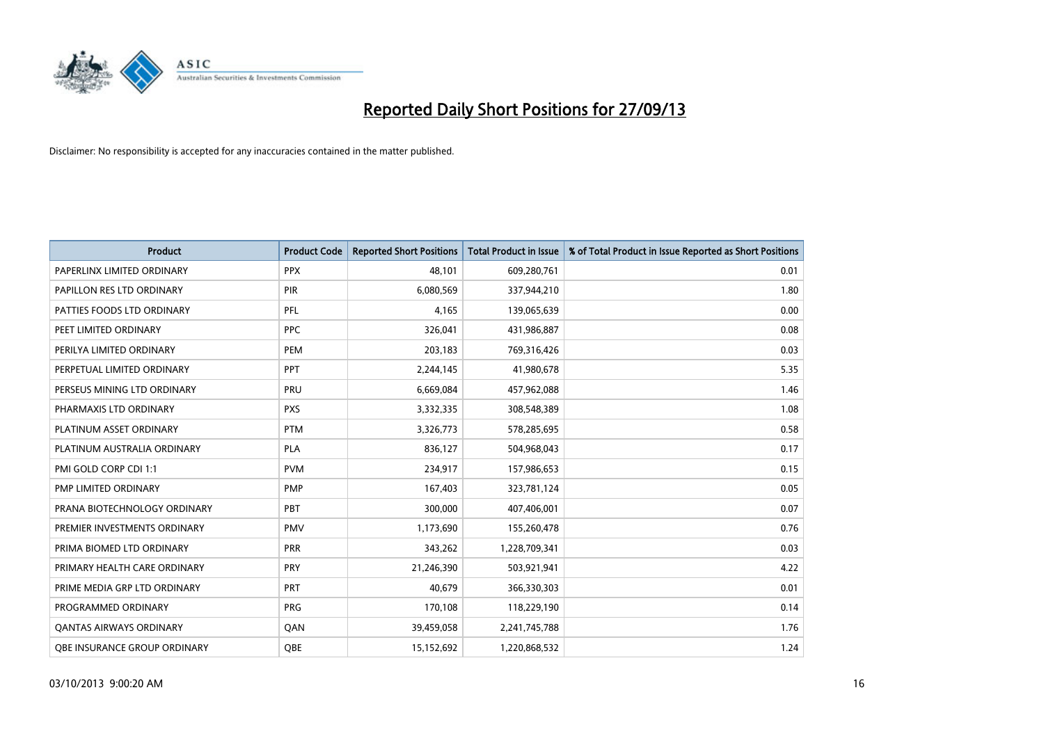# Reported Daily Short Positions for 27/09/13

Disclaimer: No responsibility is accepted for any inaccuracies contained in the matter published.

| Product | Product Code | Reported Short Positions | Total Product in Issue | % of Total Product in Issue Reported as Short Positions |
| --- | --- | --- | --- | --- |
| PAPERLINX LIMITED ORDINARY | PPX | 48,101 | 609,280,761 | 0.01 |
| PAPILLON RES LTD ORDINARY | PIR | 6,080,569 | 337,944,210 | 1.80 |
| PATTIES FOODS LTD ORDINARY | PFL | 4,165 | 139,065,639 | 0.00 |
| PEET LIMITED ORDINARY | PPC | 326,041 | 431,986,887 | 0.08 |
| PERILYA LIMITED ORDINARY | PEM | 203,183 | 769,316,426 | 0.03 |
| PERPETUAL LIMITED ORDINARY | PPT | 2,244,145 | 41,980,678 | 5.35 |
| PERSEUS MINING LTD ORDINARY | PRU | 6,669,084 | 457,962,088 | 1.46 |
| PHARMAXIS LTD ORDINARY | PXS | 3,332,335 | 308,548,389 | 1.08 |
| PLATINUM ASSET ORDINARY | PTM | 3,326,773 | 578,285,695 | 0.58 |
| PLATINUM AUSTRALIA ORDINARY | PLA | 836,127 | 504,968,043 | 0.17 |
| PMI GOLD CORP CDI 1:1 | PVM | 234,917 | 157,986,653 | 0.15 |
| PMP LIMITED ORDINARY | PMP | 167,403 | 323,781,124 | 0.05 |
| PRANA BIOTECHNOLOGY ORDINARY | PBT | 300,000 | 407,406,001 | 0.07 |
| PREMIER INVESTMENTS ORDINARY | PMV | 1,173,690 | 155,260,478 | 0.76 |
| PRIMA BIOMED LTD ORDINARY | PRR | 343,262 | 1,228,709,341 | 0.03 |
| PRIMARY HEALTH CARE ORDINARY | PRY | 21,246,390 | 503,921,941 | 4.22 |
| PRIME MEDIA GRP LTD ORDINARY | PRT | 40,679 | 366,330,303 | 0.01 |
| PROGRAMMED ORDINARY | PRG | 170,108 | 118,229,190 | 0.14 |
| QANTAS AIRWAYS ORDINARY | QAN | 39,459,058 | 2,241,745,788 | 1.76 |
| QBE INSURANCE GROUP ORDINARY | QBE | 15,152,692 | 1,220,868,532 | 1.24 |

03/10/2013 9:00:20 AM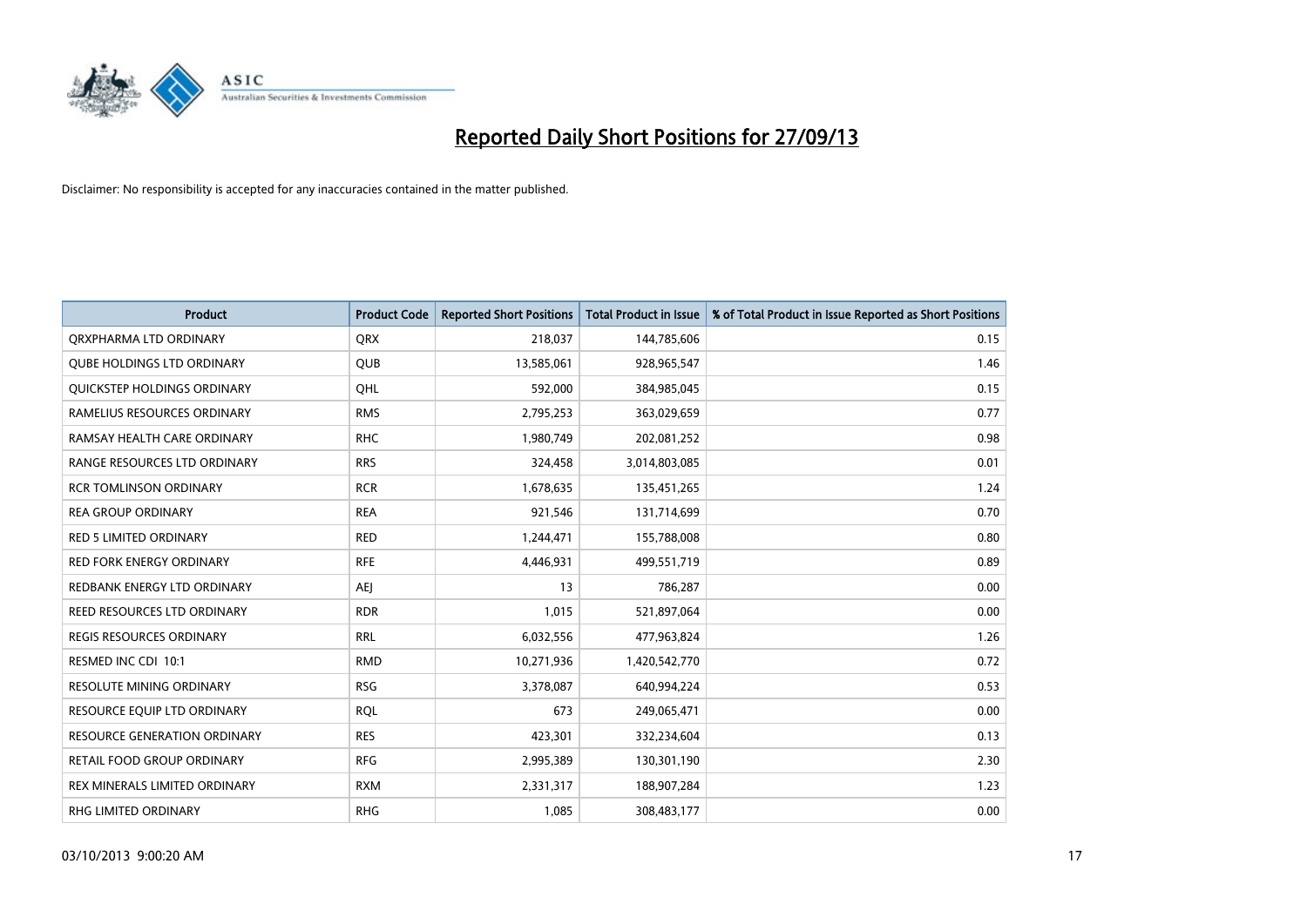# Reported Daily Short Positions for 27/09/13

Disclaimer: No responsibility is accepted for any inaccuracies contained in the matter published.

| Product | Product Code | Reported Short Positions | Total Product in Issue | % of Total Product in Issue Reported as Short Positions |
|---|---|---|---|---|
| QRXPHARMA LTD ORDINARY | QRX | 218,037 | 144,785,606 | 0.15 |
| QUBE HOLDINGS LTD ORDINARY | QUB | 13,585,061 | 928,965,547 | 1.46 |
| QUICKSTEP HOLDINGS ORDINARY | QHL | 592,000 | 384,985,045 | 0.15 |
| RAMELIUS RESOURCES ORDINARY | RMS | 2,795,253 | 363,029,659 | 0.77 |
| RAMSAY HEALTH CARE ORDINARY | RHC | 1,980,749 | 202,081,252 | 0.98 |
| RANGE RESOURCES LTD ORDINARY | RRS | 324,458 | 3,014,803,085 | 0.01 |
| RCR TOMLINSON ORDINARY | RCR | 1,678,635 | 135,451,265 | 1.24 |
| REA GROUP ORDINARY | REA | 921,546 | 131,714,699 | 0.70 |
| RED 5 LIMITED ORDINARY | RED | 1,244,471 | 155,788,008 | 0.80 |
| RED FORK ENERGY ORDINARY | RFE | 4,446,931 | 499,551,719 | 0.89 |
| REDBANK ENERGY LTD ORDINARY | AEJ | 13 | 786,287 | 0.00 |
| REED RESOURCES LTD ORDINARY | RDR | 1,015 | 521,897,064 | 0.00 |
| REGIS RESOURCES ORDINARY | RRL | 6,032,556 | 477,963,824 | 1.26 |
| RESMED INC CDI 10:1 | RMD | 10,271,936 | 1,420,542,770 | 0.72 |
| RESOLUTE MINING ORDINARY | RSG | 3,378,087 | 640,994,224 | 0.53 |
| RESOURCE EQUIP LTD ORDINARY | RQL | 673 | 249,065,471 | 0.00 |
| RESOURCE GENERATION ORDINARY | RES | 423,301 | 332,234,604 | 0.13 |
| RETAIL FOOD GROUP ORDINARY | RFG | 2,995,389 | 130,301,190 | 2.30 |
| REX MINERALS LIMITED ORDINARY | RXM | 2,331,317 | 188,907,284 | 1.23 |
| RHG LIMITED ORDINARY | RHG | 1,085 | 308,483,177 | 0.00 |

03/10/2013 9:00:20 AM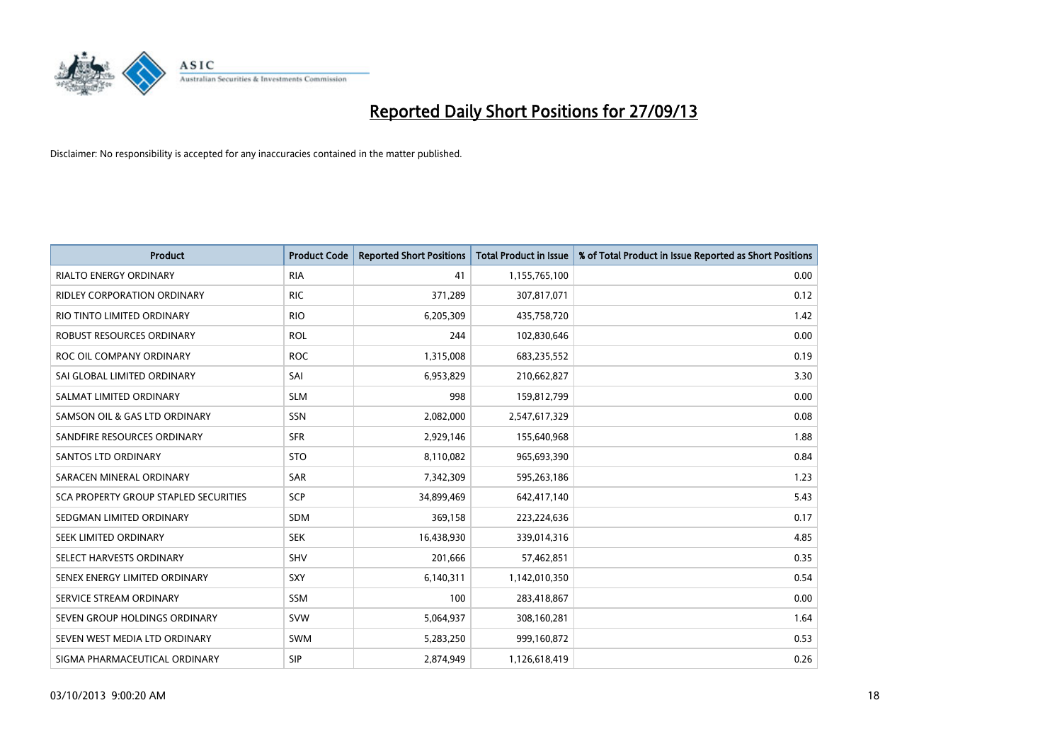# Reported Daily Short Positions for 27/09/13

Disclaimer: No responsibility is accepted for any inaccuracies contained in the matter published.

| Product | Product Code | Reported Short Positions | Total Product in Issue | % of Total Product in Issue Reported as Short Positions |
|---|---|---|---|---|
| RIALTO ENERGY ORDINARY | RIA | 41 | 1,155,765,100 | 0.00 |
| RIDLEY CORPORATION ORDINARY | RIC | 371,289 | 307,817,071 | 0.12 |
| RIO TINTO LIMITED ORDINARY | RIO | 6,205,309 | 435,758,720 | 1.42 |
| ROBUST RESOURCES ORDINARY | ROL | 244 | 102,830,646 | 0.00 |
| ROC OIL COMPANY ORDINARY | ROC | 1,315,008 | 683,235,552 | 0.19 |
| SAI GLOBAL LIMITED ORDINARY | SAI | 6,953,829 | 210,662,827 | 3.30 |
| SALMAT LIMITED ORDINARY | SLM | 998 | 159,812,799 | 0.00 |
| SAMSON OIL & GAS LTD ORDINARY | SSN | 2,082,000 | 2,547,617,329 | 0.08 |
| SANDFIRE RESOURCES ORDINARY | SFR | 2,929,146 | 155,640,968 | 1.88 |
| SANTOS LTD ORDINARY | STO | 8,110,082 | 965,693,390 | 0.84 |
| SARACEN MINERAL ORDINARY | SAR | 7,342,309 | 595,263,186 | 1.23 |
| SCA PROPERTY GROUP STAPLED SECURITIES | SCP | 34,899,469 | 642,417,140 | 5.43 |
| SEDGMAN LIMITED ORDINARY | SDM | 369,158 | 223,224,636 | 0.17 |
| SEEK LIMITED ORDINARY | SEK | 16,438,930 | 339,014,316 | 4.85 |
| SELECT HARVESTS ORDINARY | SHV | 201,666 | 57,462,851 | 0.35 |
| SENEX ENERGY LIMITED ORDINARY | SXY | 6,140,311 | 1,142,010,350 | 0.54 |
| SERVICE STREAM ORDINARY | SSM | 100 | 283,418,867 | 0.00 |
| SEVEN GROUP HOLDINGS ORDINARY | SVW | 5,064,937 | 308,160,281 | 1.64 |
| SEVEN WEST MEDIA LTD ORDINARY | SWM | 5,283,250 | 999,160,872 | 0.53 |
| SIGMA PHARMACEUTICAL ORDINARY | SIP | 2,874,949 | 1,126,618,419 | 0.26 |

03/10/2013 9:00:20 AM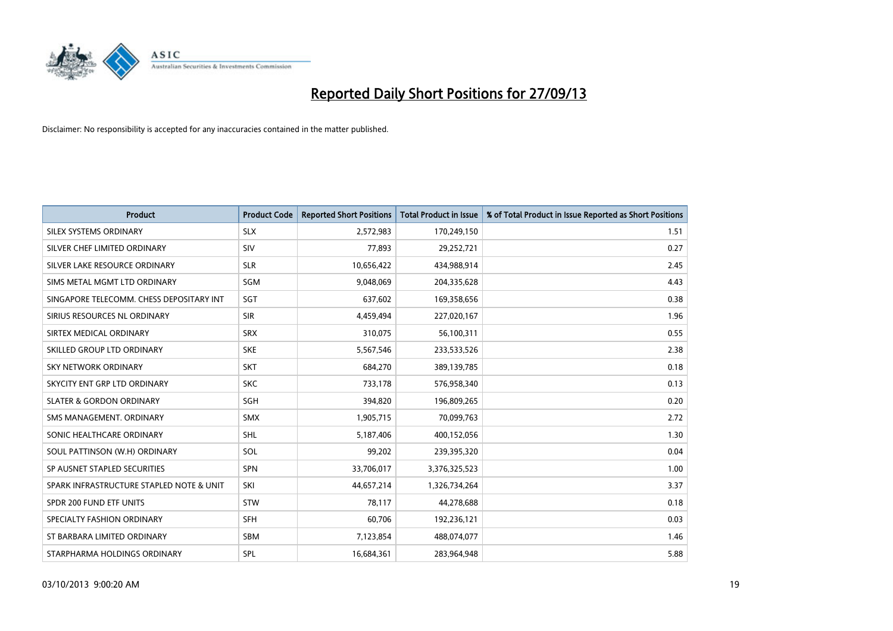# Reported Daily Short Positions for 27/09/13

Disclaimer: No responsibility is accepted for any inaccuracies contained in the matter published.

| Product | Product Code | Reported Short Positions | Total Product in Issue | % of Total Product in Issue Reported as Short Positions |
|---|---|---|---|---|
| SILEX SYSTEMS ORDINARY | SLX | 2,572,983 | 170,249,150 | 1.51 |
| SILVER CHEF LIMITED ORDINARY | SIV | 77,893 | 29,252,721 | 0.27 |
| SILVER LAKE RESOURCE ORDINARY | SLR | 10,656,422 | 434,988,914 | 2.45 |
| SIMS METAL MGMT LTD ORDINARY | SGM | 9,048,069 | 204,335,628 | 4.43 |
| SINGAPORE TELECOMM. CHESS DEPOSITARY INT | SGT | 637,602 | 169,358,656 | 0.38 |
| SIRIUS RESOURCES NL ORDINARY | SIR | 4,459,494 | 227,020,167 | 1.96 |
| SIRTEX MEDICAL ORDINARY | SRX | 310,075 | 56,100,311 | 0.55 |
| SKILLED GROUP LTD ORDINARY | SKE | 5,567,546 | 233,533,526 | 2.38 |
| SKY NETWORK ORDINARY | SKT | 684,270 | 389,139,785 | 0.18 |
| SKYCITY ENT GRP LTD ORDINARY | SKC | 733,178 | 576,958,340 | 0.13 |
| SLATER & GORDON ORDINARY | SGH | 394,820 | 196,809,265 | 0.20 |
| SMS MANAGEMENT. ORDINARY | SMX | 1,905,715 | 70,099,763 | 2.72 |
| SONIC HEALTHCARE ORDINARY | SHL | 5,187,406 | 400,152,056 | 1.30 |
| SOUL PATTINSON (W.H) ORDINARY | SOL | 99,202 | 239,395,320 | 0.04 |
| SP AUSNET STAPLED SECURITIES | SPN | 33,706,017 | 3,376,325,523 | 1.00 |
| SPARK INFRASTRUCTURE STAPLED NOTE & UNIT | SKI | 44,657,214 | 1,326,734,264 | 3.37 |
| SPDR 200 FUND ETF UNITS | STW | 78,117 | 44,278,688 | 0.18 |
| SPECIALTY FASHION ORDINARY | SFH | 60,706 | 192,236,121 | 0.03 |
| ST BARBARA LIMITED ORDINARY | SBM | 7,123,854 | 488,074,077 | 1.46 |
| STARPHARMA HOLDINGS ORDINARY | SPL | 16,684,361 | 283,964,948 | 5.88 |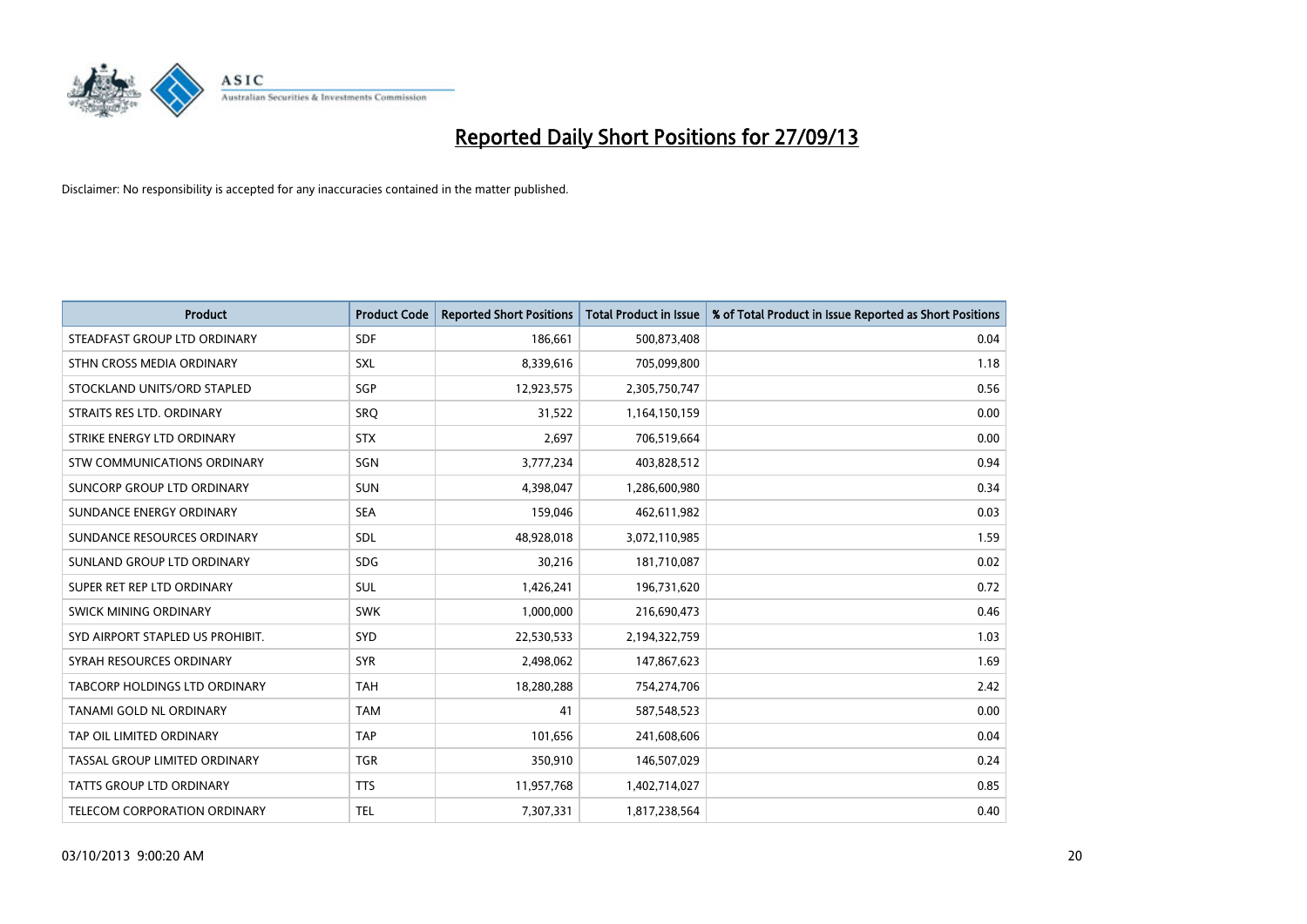# Reported Daily Short Positions for 27/09/13

Disclaimer: No responsibility is accepted for any inaccuracies contained in the matter published.

| Product | Product Code | Reported Short Positions | Total Product in Issue | % of Total Product in Issue Reported as Short Positions |
|---|---|---|---|---|
| STEADFAST GROUP LTD ORDINARY | SDF | 186,661 | 500,873,408 | 0.04 |
| STHN CROSS MEDIA ORDINARY | SXL | 8,339,616 | 705,099,800 | 1.18 |
| STOCKLAND UNITS/ORD STAPLED | SGP | 12,923,575 | 2,305,750,747 | 0.56 |
| STRAITS RES LTD. ORDINARY | SRQ | 31,522 | 1,164,150,159 | 0.00 |
| STRIKE ENERGY LTD ORDINARY | STX | 2,697 | 706,519,664 | 0.00 |
| STW COMMUNICATIONS ORDINARY | SGN | 3,777,234 | 403,828,512 | 0.94 |
| SUNCORP GROUP LTD ORDINARY | SUN | 4,398,047 | 1,286,600,980 | 0.34 |
| SUNDANCE ENERGY ORDINARY | SEA | 159,046 | 462,611,982 | 0.03 |
| SUNDANCE RESOURCES ORDINARY | SDL | 48,928,018 | 3,072,110,985 | 1.59 |
| SUNLAND GROUP LTD ORDINARY | SDG | 30,216 | 181,710,087 | 0.02 |
| SUPER RET REP LTD ORDINARY | SUL | 1,426,241 | 196,731,620 | 0.72 |
| SWICK MINING ORDINARY | SWK | 1,000,000 | 216,690,473 | 0.46 |
| SYD AIRPORT STAPLED US PROHIBIT. | SYD | 22,530,533 | 2,194,322,759 | 1.03 |
| SYRAH RESOURCES ORDINARY | SYR | 2,498,062 | 147,867,623 | 1.69 |
| TABCORP HOLDINGS LTD ORDINARY | TAH | 18,280,288 | 754,274,706 | 2.42 |
| TANAMI GOLD NL ORDINARY | TAM | 41 | 587,548,523 | 0.00 |
| TAP OIL LIMITED ORDINARY | TAP | 101,656 | 241,608,606 | 0.04 |
| TASSAL GROUP LIMITED ORDINARY | TGR | 350,910 | 146,507,029 | 0.24 |
| TATTS GROUP LTD ORDINARY | TTS | 11,957,768 | 1,402,714,027 | 0.85 |
| TELECOM CORPORATION ORDINARY | TEL | 7,307,331 | 1,817,238,564 | 0.40 |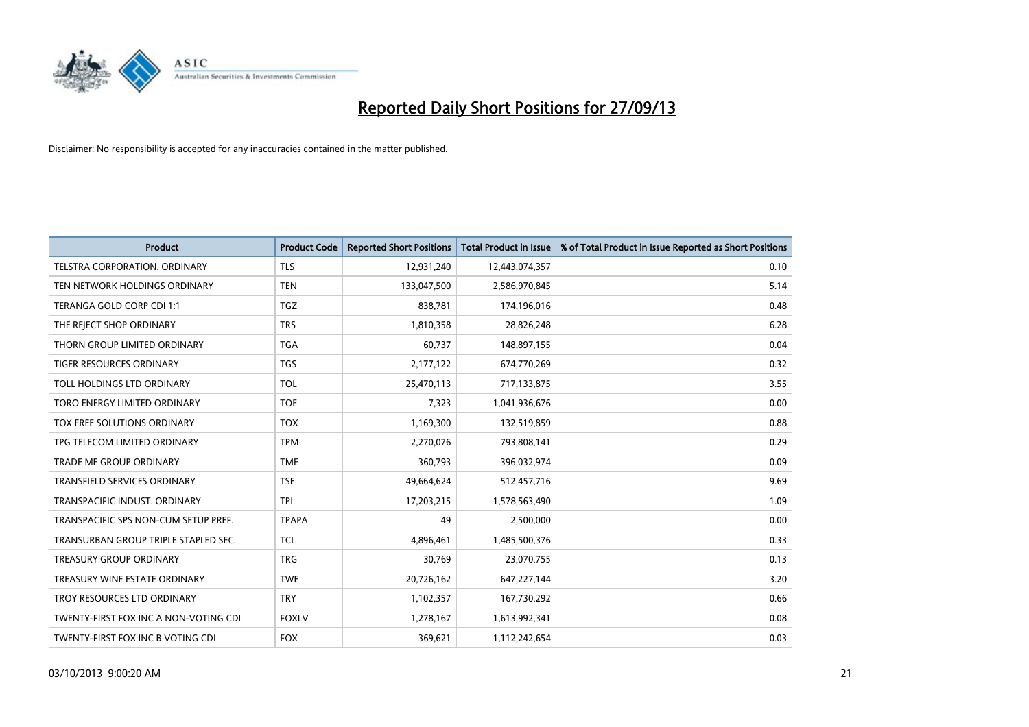# Reported Daily Short Positions for 27/09/13

Disclaimer: No responsibility is accepted for any inaccuracies contained in the matter published.

| Product | Product Code | Reported Short Positions | Total Product in Issue | % of Total Product in Issue Reported as Short Positions |
|---|---|---|---|---|
| TELSTRA CORPORATION. ORDINARY | TLS | 12,931,240 | 12,443,074,357 | 0.10 |
| TEN NETWORK HOLDINGS ORDINARY | TEN | 133,047,500 | 2,586,970,845 | 5.14 |
| TERANGA GOLD CORP CDI 1:1 | TGZ | 838,781 | 174,196,016 | 0.48 |
| THE REJECT SHOP ORDINARY | TRS | 1,810,358 | 28,826,248 | 6.28 |
| THORN GROUP LIMITED ORDINARY | TGA | 60,737 | 148,897,155 | 0.04 |
| TIGER RESOURCES ORDINARY | TGS | 2,177,122 | 674,770,269 | 0.32 |
| TOLL HOLDINGS LTD ORDINARY | TOL | 25,470,113 | 717,133,875 | 3.55 |
| TORO ENERGY LIMITED ORDINARY | TOE | 7,323 | 1,041,936,676 | 0.00 |
| TOX FREE SOLUTIONS ORDINARY | TOX | 1,169,300 | 132,519,859 | 0.88 |
| TPG TELECOM LIMITED ORDINARY | TPM | 2,270,076 | 793,808,141 | 0.29 |
| TRADE ME GROUP ORDINARY | TME | 360,793 | 396,032,974 | 0.09 |
| TRANSFIELD SERVICES ORDINARY | TSE | 49,664,624 | 512,457,716 | 9.69 |
| TRANSPACIFIC INDUST. ORDINARY | TPI | 17,203,215 | 1,578,563,490 | 1.09 |
| TRANSPACIFIC SPS NON-CUM SETUP PREF. | TPAPA | 49 | 2,500,000 | 0.00 |
| TRANSURBAN GROUP TRIPLE STAPLED SEC. | TCL | 4,896,461 | 1,485,500,376 | 0.33 |
| TREASURY GROUP ORDINARY | TRG | 30,769 | 23,070,755 | 0.13 |
| TREASURY WINE ESTATE ORDINARY | TWE | 20,726,162 | 647,227,144 | 3.20 |
| TROY RESOURCES LTD ORDINARY | TRY | 1,102,357 | 167,730,292 | 0.66 |
| TWENTY-FIRST FOX INC A NON-VOTING CDI | FOXLV | 1,278,167 | 1,613,992,341 | 0.08 |
| TWENTY-FIRST FOX INC B VOTING CDI | FOX | 369,621 | 1,112,242,654 | 0.03 |

03/10/2013 9:00:20 AM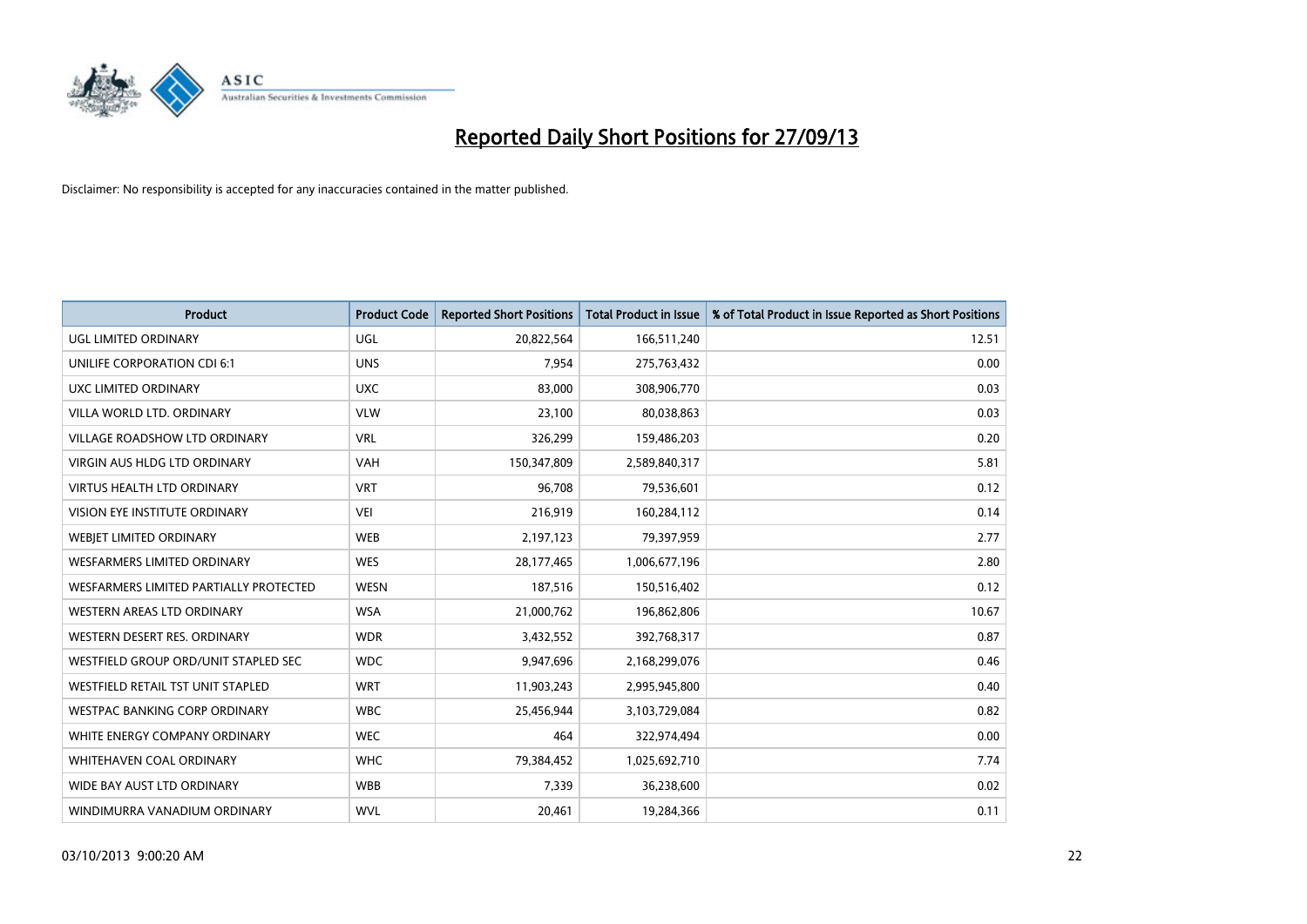# Reported Daily Short Positions for 27/09/13

Disclaimer: No responsibility is accepted for any inaccuracies contained in the matter published.

| Product | Product Code | Reported Short Positions | Total Product in Issue | % of Total Product in Issue Reported as Short Positions |
|---|---|---|---|---|
| UGL LIMITED ORDINARY | UGL | 20,822,564 | 166,511,240 | 12.51 |
| UNILIFE CORPORATION CDI 6:1 | UNS | 7,954 | 275,763,432 | 0.00 |
| UXC LIMITED ORDINARY | UXC | 83,000 | 308,906,770 | 0.03 |
| VILLA WORLD LTD. ORDINARY | VLW | 23,100 | 80,038,863 | 0.03 |
| VILLAGE ROADSHOW LTD ORDINARY | VRL | 326,299 | 159,486,203 | 0.20 |
| VIRGIN AUS HLDG LTD ORDINARY | VAH | 150,347,809 | 2,589,840,317 | 5.81 |
| VIRTUS HEALTH LTD ORDINARY | VRT | 96,708 | 79,536,601 | 0.12 |
| VISION EYE INSTITUTE ORDINARY | VEI | 216,919 | 160,284,112 | 0.14 |
| WEBJET LIMITED ORDINARY | WEB | 2,197,123 | 79,397,959 | 2.77 |
| WESFARMERS LIMITED ORDINARY | WES | 28,177,465 | 1,006,677,196 | 2.80 |
| WESFARMERS LIMITED PARTIALLY PROTECTED | WESN | 187,516 | 150,516,402 | 0.12 |
| WESTERN AREAS LTD ORDINARY | WSA | 21,000,762 | 196,862,806 | 10.67 |
| WESTERN DESERT RES. ORDINARY | WDR | 3,432,552 | 392,768,317 | 0.87 |
| WESTFIELD GROUP ORD/UNIT STAPLED SEC | WDC | 9,947,696 | 2,168,299,076 | 0.46 |
| WESTFIELD RETAIL TST UNIT STAPLED | WRT | 11,903,243 | 2,995,945,800 | 0.40 |
| WESTPAC BANKING CORP ORDINARY | WBC | 25,456,944 | 3,103,729,084 | 0.82 |
| WHITE ENERGY COMPANY ORDINARY | WEC | 464 | 322,974,494 | 0.00 |
| WHITEHAVEN COAL ORDINARY | WHC | 79,384,452 | 1,025,692,710 | 7.74 |
| WIDE BAY AUST LTD ORDINARY | WBB | 7,339 | 36,238,600 | 0.02 |
| WINDIMURRA VANADIUM ORDINARY | WVL | 20,461 | 19,284,366 | 0.11 |

03/10/2013 9:00:20 AM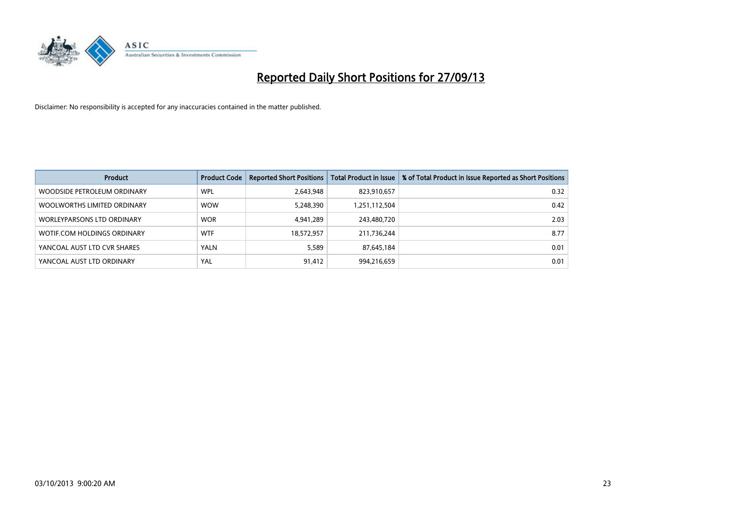# Reported Daily Short Positions for 27/09/13

Disclaimer: No responsibility is accepted for any inaccuracies contained in the matter published.

| Product | Product Code | Reported Short Positions | Total Product in Issue | % of Total Product in Issue Reported as Short Positions |
| --- | --- | --- | --- | --- |
| WOODSIDE PETROLEUM ORDINARY | WPL | 2,643,948 | 823,910,657 | 0.32 |
| WOOLWORTHS LIMITED ORDINARY | WOW | 5,248,390 | 1,251,112,504 | 0.42 |
| WORLEYPARSONS LTD ORDINARY | WOR | 4,941,289 | 243,480,720 | 2.03 |
| WOTIF.COM HOLDINGS ORDINARY | WTF | 18,572,957 | 211,736,244 | 8.77 |
| YANCOAL AUST LTD CVR SHARES | YALN | 5,589 | 87,645,184 | 0.01 |
| YANCOAL AUST LTD ORDINARY | YAL | 91,412 | 994,216,659 | 0.01 |

03/10/2013 9:00:20 AM